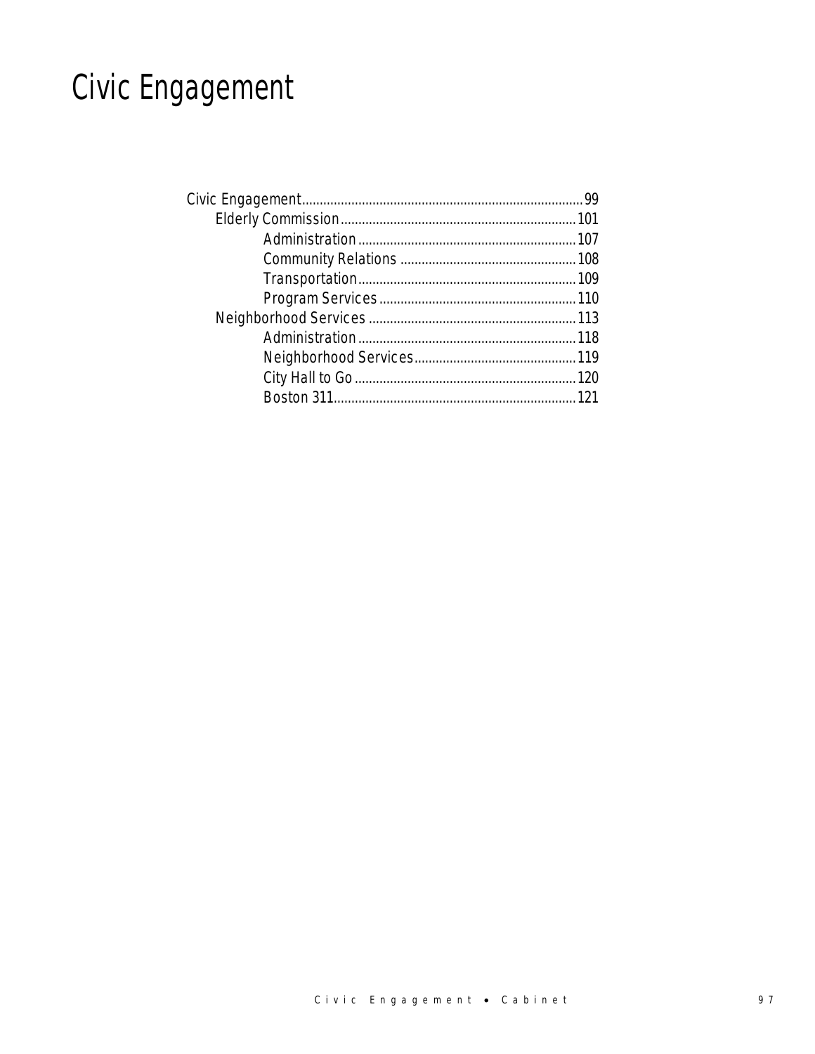# Civic Engagement

- Civic Engagement .......... 99
  - Elderly Commission .......... 101
    - Administration .......... 107
    - Community Relations .......... 108
    - Transportation .......... 109
    - Program Services .......... 110
  - Neighborhood Services .......... 113
    - Administration .......... 118
    - Neighborhood Services .......... 119
    - City Hall to Go .......... 120
    - Boston 311 .......... 121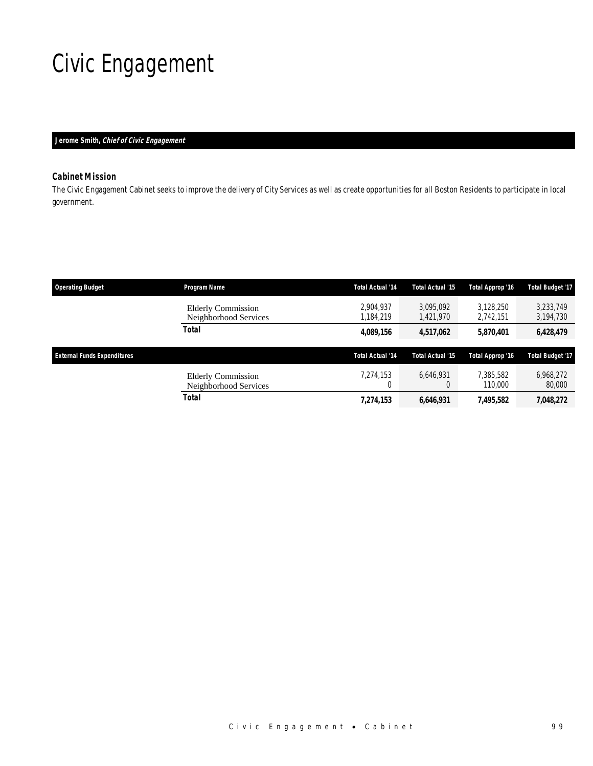# Civic Engagement

**Jerome Smith, *Chief of Civic Engagement***

### Cabinet Mission

*The Civic Engagement Cabinet seeks to improve the delivery of City Services as well as create opportunities for all Boston Residents to participate in local government.*

| Operating Budget | Program Name | Total Actual '14 | Total Actual '15 | Total Approp '16 | Total Budget '17 |
|---|---|---|---|---|---|
| | Elderly Commission | 2,904,937 | 3,095,092 | 3,128,250 | 3,233,749 |
| | Neighborhood Services | 1,184,219 | 1,421,970 | 2,742,151 | 3,194,730 |
| | **Total** | **4,089,156** | **4,517,062** | **5,870,401** | **6,428,479** |

| External Funds Expenditures | | Total Actual '14 | Total Actual '15 | Total Approp '16 | Total Budget '17 |
|---|---|---|---|---|---|
| | Elderly Commission | 7,274,153 | 6,646,931 | 7,385,582 | 6,968,272 |
| | Neighborhood Services | 0 | 0 | 110,000 | 80,000 |
| | **Total** | **7,274,153** | **6,646,931** | **7,495,582** | **7,048,272** |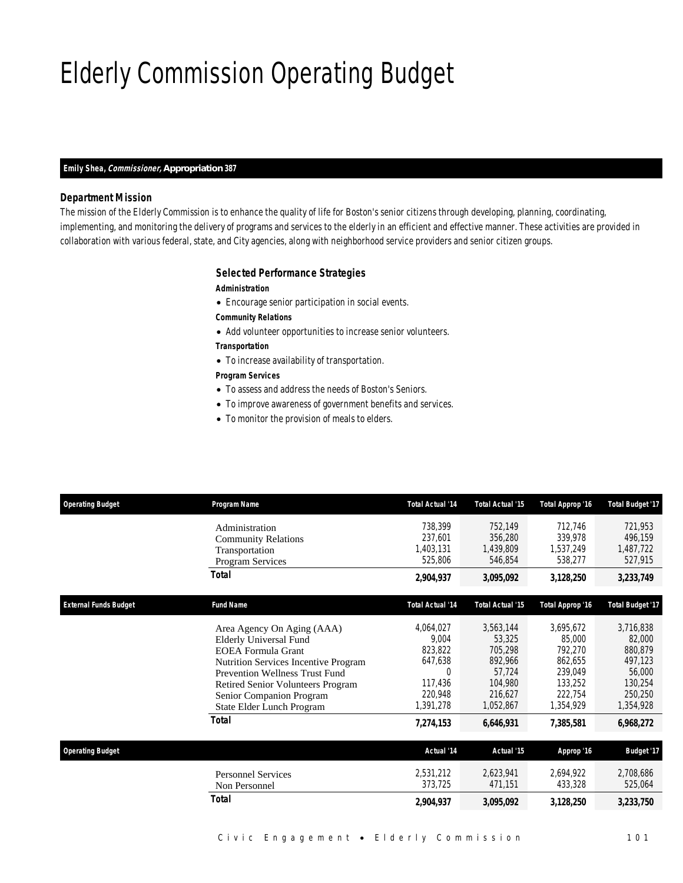# Elderly Commission Operating Budget

**Emily Shea, *Commissioner,* Appropriation 387**

### Department Mission

The mission of the Elderly Commission is to enhance the quality of life for Boston's senior citizens through developing, planning, coordinating, implementing, and monitoring the delivery of programs and services to the elderly in an efficient and effective manner. These activities are provided in collaboration with various federal, state, and City agencies, along with neighborhood service providers and senior citizen groups.

### Selected Performance Strategies

**Administration**

- Encourage senior participation in social events.

**Community Relations**

- Add volunteer opportunities to increase senior volunteers.

**Transportation**

- To increase availability of transportation.

**Program Services**

- To assess and address the needs of Boston's Seniors.
- To improve awareness of government benefits and services.
- To monitor the provision of meals to elders.

| Operating Budget | Program Name | Total Actual '14 | Total Actual '15 | Total Approp '16 | Total Budget '17 |
|---|---|---|---|---|---|
| | Administration | 738,399 | 752,149 | 712,746 | 721,953 |
| | Community Relations | 237,601 | 356,280 | 339,978 | 496,159 |
| | Transportation | 1,403,131 | 1,439,809 | 1,537,249 | 1,487,722 |
| | Program Services | 525,806 | 546,854 | 538,277 | 527,915 |
| | **Total** | **2,904,937** | **3,095,092** | **3,128,250** | **3,233,749** |

| External Funds Budget | Fund Name | Total Actual '14 | Total Actual '15 | Total Approp '16 | Total Budget '17 |
|---|---|---|---|---|---|
| | Area Agency On Aging (AAA) | 4,064,027 | 3,563,144 | 3,695,672 | 3,716,838 |
| | Elderly Universal Fund | 9,004 | 53,325 | 85,000 | 82,000 |
| | EOEA Formula Grant | 823,822 | 705,298 | 792,270 | 880,879 |
| | Nutrition Services Incentive Program | 647,638 | 892,966 | 862,655 | 497,123 |
| | Prevention Wellness Trust Fund | 0 | 57,724 | 239,049 | 56,000 |
| | Retired Senior Volunteers Program | 117,436 | 104,980 | 133,252 | 130,254 |
| | Senior Companion Program | 220,948 | 216,627 | 222,754 | 250,250 |
| | State Elder Lunch Program | 1,391,278 | 1,052,867 | 1,354,929 | 1,354,928 |
| | **Total** | **7,274,153** | **6,646,931** | **7,385,581** | **6,968,272** |

| Operating Budget | | Actual '14 | Actual '15 | Approp '16 | Budget '17 |
|---|---|---|---|---|---|
| | Personnel Services | 2,531,212 | 2,623,941 | 2,694,922 | 2,708,686 |
| | Non Personnel | 373,725 | 471,151 | 433,328 | 525,064 |
| | **Total** | **2,904,937** | **3,095,092** | **3,128,250** | **3,233,750** |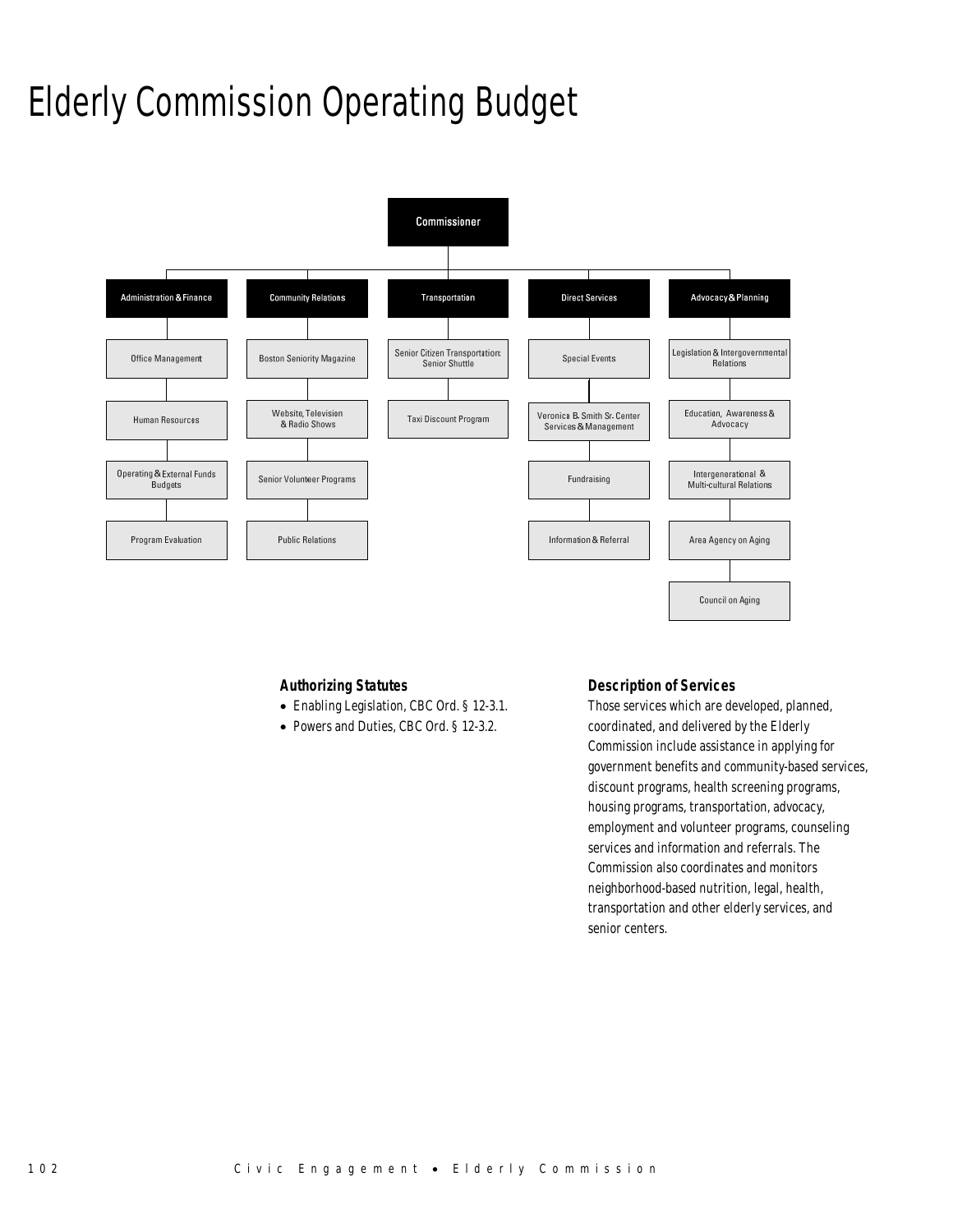# Elderly Commission Operating Budget

Commissioner

- Administration & Finance
  - Office Management
  - Human Resources
  - Operating & External Funds Budgets
  - Program Evaluation
- Community Relations
  - Boston Seniority Magazine
  - Website, Television & Radio Shows
  - Senior Volunteer Programs
  - Public Relations
- Transportation
  - Senior Citizen Transportation: Senior Shuttle
  - Taxi Discount Program
- Direct Services
  - Special Events
  - Veronica B. Smith Sr. Center Services & Management
  - Fundraising
  - Information & Referral
- Advocacy & Planning
  - Legislation & Intergovernmental Relations
  - Education, Awareness & Advocacy
  - Intergenerational & Multi-cultural Relations
  - Area Agency on Aging
  - Council on Aging

### Authorizing Statutes

- Enabling Legislation, CBC Ord. § 12-3.1.
- Powers and Duties, CBC Ord. § 12-3.2.

### Description of Services

Those services which are developed, planned, coordinated, and delivered by the Elderly Commission include assistance in applying for government benefits and community-based services, discount programs, health screening programs, housing programs, transportation, advocacy, employment and volunteer programs, counseling services and information and referrals. The Commission also coordinates and monitors neighborhood-based nutrition, legal, health, transportation and other elderly services, and senior centers.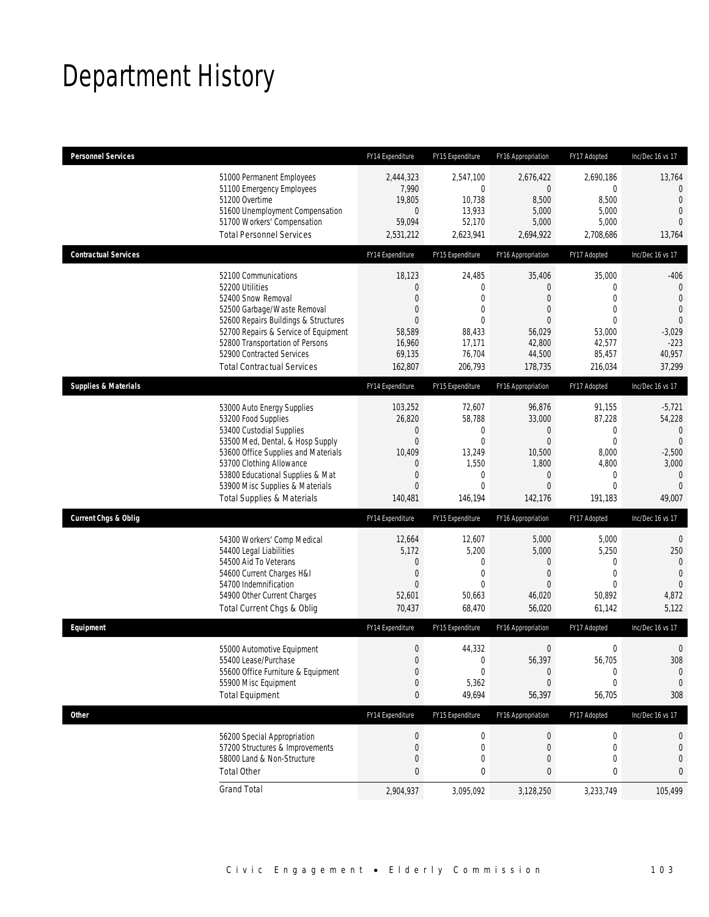# Department History

| Personnel Services | FY14 Expenditure | FY15 Expenditure | FY16 Appropriation | FY17 Adopted | Inc/Dec 16 vs 17 |
|---|---|---|---|---|---|
| 51000 Permanent Employees | 2,444,323 | 2,547,100 | 2,676,422 | 2,690,186 | 13,764 |
| 51100 Emergency Employees | 7,990 | 0 | 0 | 0 | 0 |
| 51200 Overtime | 19,805 | 10,738 | 8,500 | 8,500 | 0 |
| 51600 Unemployment Compensation | 0 | 13,933 | 5,000 | 5,000 | 0 |
| 51700 Workers' Compensation | 59,094 | 52,170 | 5,000 | 5,000 | 0 |
| Total Personnel Services | 2,531,212 | 2,623,941 | 2,694,922 | 2,708,686 | 13,764 |

| Contractual Services | FY14 Expenditure | FY15 Expenditure | FY16 Appropriation | FY17 Adopted | Inc/Dec 16 vs 17 |
|---|---|---|---|---|---|
| 52100 Communications | 18,123 | 24,485 | 35,406 | 35,000 | -406 |
| 52200 Utilities | 0 | 0 | 0 | 0 | 0 |
| 52400 Snow Removal | 0 | 0 | 0 | 0 | 0 |
| 52500 Garbage/Waste Removal | 0 | 0 | 0 | 0 | 0 |
| 52600 Repairs Buildings & Structures | 0 | 0 | 0 | 0 | 0 |
| 52700 Repairs & Service of Equipment | 58,589 | 88,433 | 56,029 | 53,000 | -3,029 |
| 52800 Transportation of Persons | 16,960 | 17,171 | 42,800 | 42,577 | -223 |
| 52900 Contracted Services | 69,135 | 76,704 | 44,500 | 85,457 | 40,957 |
| Total Contractual Services | 162,807 | 206,793 | 178,735 | 216,034 | 37,299 |

| Supplies & Materials | FY14 Expenditure | FY15 Expenditure | FY16 Appropriation | FY17 Adopted | Inc/Dec 16 vs 17 |
|---|---|---|---|---|---|
| 53000 Auto Energy Supplies | 103,252 | 72,607 | 96,876 | 91,155 | -5,721 |
| 53200 Food Supplies | 26,820 | 58,788 | 33,000 | 87,228 | 54,228 |
| 53400 Custodial Supplies | 0 | 0 | 0 | 0 | 0 |
| 53500 Med, Dental, & Hosp Supply | 0 | 0 | 0 | 0 | 0 |
| 53600 Office Supplies and Materials | 10,409 | 13,249 | 10,500 | 8,000 | -2,500 |
| 53700 Clothing Allowance | 0 | 1,550 | 1,800 | 4,800 | 3,000 |
| 53800 Educational Supplies & Mat | 0 | 0 | 0 | 0 | 0 |
| 53900 Misc Supplies & Materials | 0 | 0 | 0 | 0 | 0 |
| Total Supplies & Materials | 140,481 | 146,194 | 142,176 | 191,183 | 49,007 |

| Current Chgs & Oblig | FY14 Expenditure | FY15 Expenditure | FY16 Appropriation | FY17 Adopted | Inc/Dec 16 vs 17 |
|---|---|---|---|---|---|
| 54300 Workers' Comp Medical | 12,664 | 12,607 | 5,000 | 5,000 | 0 |
| 54400 Legal Liabilities | 5,172 | 5,200 | 5,000 | 5,250 | 250 |
| 54500 Aid To Veterans | 0 | 0 | 0 | 0 | 0 |
| 54600 Current Charges H&I | 0 | 0 | 0 | 0 | 0 |
| 54700 Indemnification | 0 | 0 | 0 | 0 | 0 |
| 54900 Other Current Charges | 52,601 | 50,663 | 46,020 | 50,892 | 4,872 |
| Total Current Chgs & Oblig | 70,437 | 68,470 | 56,020 | 61,142 | 5,122 |

| Equipment | FY14 Expenditure | FY15 Expenditure | FY16 Appropriation | FY17 Adopted | Inc/Dec 16 vs 17 |
|---|---|---|---|---|---|
| 55000 Automotive Equipment | 0 | 44,332 | 0 | 0 | 0 |
| 55400 Lease/Purchase | 0 | 0 | 56,397 | 56,705 | 308 |
| 55600 Office Furniture & Equipment | 0 | 0 | 0 | 0 | 0 |
| 55900 Misc Equipment | 0 | 5,362 | 0 | 0 | 0 |
| Total Equipment | 0 | 49,694 | 56,397 | 56,705 | 308 |

| Other | FY14 Expenditure | FY15 Expenditure | FY16 Appropriation | FY17 Adopted | Inc/Dec 16 vs 17 |
|---|---|---|---|---|---|
| 56200 Special Appropriation | 0 | 0 | 0 | 0 | 0 |
| 57200 Structures & Improvements | 0 | 0 | 0 | 0 | 0 |
| 58000 Land & Non-Structure | 0 | 0 | 0 | 0 | 0 |
| Total Other | 0 | 0 | 0 | 0 | 0 |
| Grand Total | 2,904,937 | 3,095,092 | 3,128,250 | 3,233,749 | 105,499 |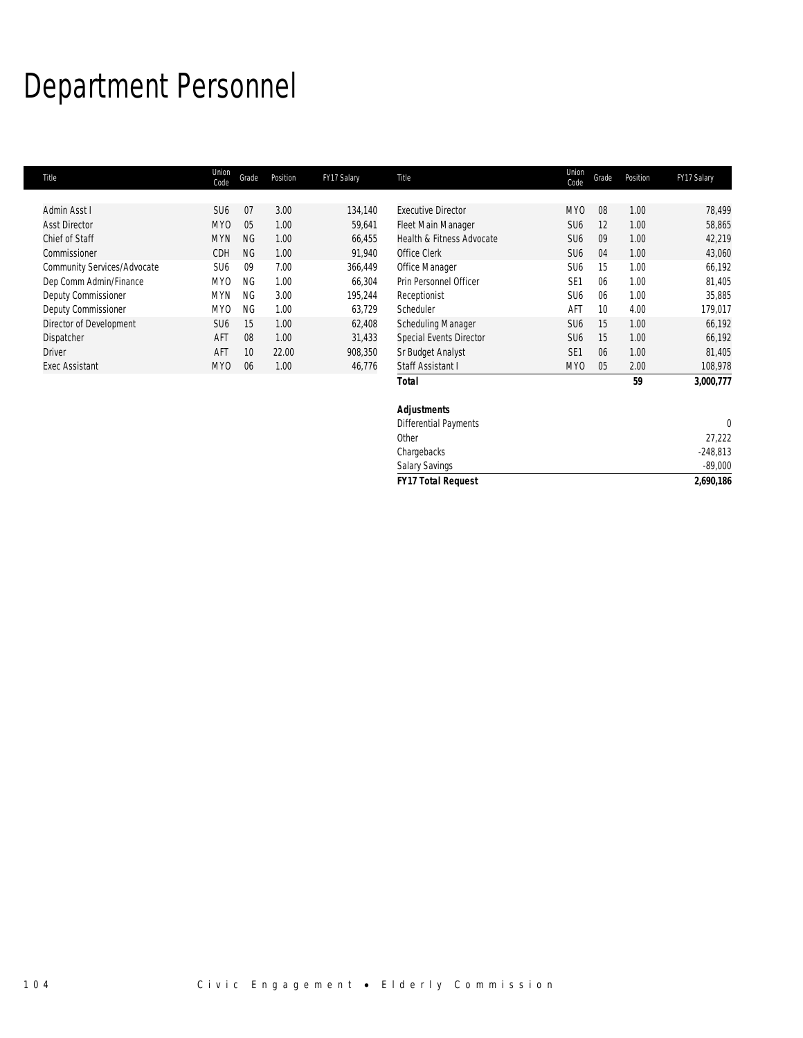# Department Personnel

| Title | Union Code | Grade | Position | FY17 Salary |
|---|---|---|---|---|
| Admin Asst I | SU6 | 07 | 3.00 | 134,140 |
| Asst Director | MYO | 05 | 1.00 | 59,641 |
| Chief of Staff | MYN | NG | 1.00 | 66,455 |
| Commissioner | CDH | NG | 1.00 | 91,940 |
| Community Services/Advocate | SU6 | 09 | 7.00 | 366,449 |
| Dep Comm Admin/Finance | MYO | NG | 1.00 | 66,304 |
| Deputy Commissioner | MYN | NG | 3.00 | 195,244 |
| Deputy Commissioner | MYO | NG | 1.00 | 63,729 |
| Director of Development | SU6 | 15 | 1.00 | 62,408 |
| Dispatcher | AFT | 08 | 1.00 | 31,433 |
| Driver | AFT | 10 | 22.00 | 908,350 |
| Exec Assistant | MYO | 06 | 1.00 | 46,776 |
| Executive Director | MYO | 08 | 1.00 | 78,499 |
| Fleet Main Manager | SU6 | 12 | 1.00 | 58,865 |
| Health & Fitness Advocate | SU6 | 09 | 1.00 | 42,219 |
| Office Clerk | SU6 | 04 | 1.00 | 43,060 |
| Office Manager | SU6 | 15 | 1.00 | 66,192 |
| Prin Personnel Officer | SE1 | 06 | 1.00 | 81,405 |
| Receptionist | SU6 | 06 | 1.00 | 35,885 |
| Scheduler | AFT | 10 | 4.00 | 179,017 |
| Scheduling Manager | SU6 | 15 | 1.00 | 66,192 |
| Special Events Director | SU6 | 15 | 1.00 | 66,192 |
| Sr Budget Analyst | SE1 | 06 | 1.00 | 81,405 |
| Staff Assistant I | MYO | 05 | 2.00 | 108,978 |
| **Total** | | | **59** | **3,000,777** |
| | | | | |
| ***Adjustments*** | | | | |
| Differential Payments | | | | 0 |
| Other | | | | 27,222 |
| Chargebacks | | | | -248,813 |
| Salary Savings | | | | -89,000 |
| ***FY17 Total Request*** | | | | **2,690,186** |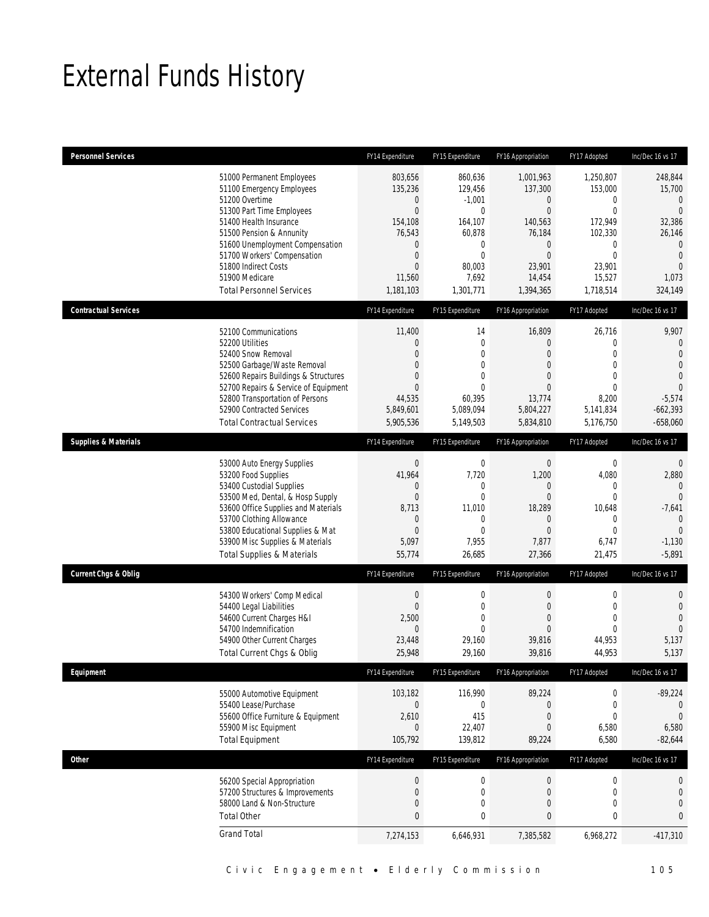# External Funds History

| Personnel Services | FY14 Expenditure | FY15 Expenditure | FY16 Appropriation | FY17 Adopted | Inc/Dec 16 vs 17 |
|---|---|---|---|---|---|
| 51000 Permanent Employees | 803,656 | 860,636 | 1,001,963 | 1,250,807 | 248,844 |
| 51100 Emergency Employees | 135,236 | 129,456 | 137,300 | 153,000 | 15,700 |
| 51200 Overtime | 0 | -1,001 | 0 | 0 | 0 |
| 51300 Part Time Employees | 0 | 0 | 0 | 0 | 0 |
| 51400 Health Insurance | 154,108 | 164,107 | 140,563 | 172,949 | 32,386 |
| 51500 Pension & Annunity | 76,543 | 60,878 | 76,184 | 102,330 | 26,146 |
| 51600 Unemployment Compensation | 0 | 0 | 0 | 0 | 0 |
| 51700 Workers' Compensation | 0 | 0 | 0 | 0 | 0 |
| 51800 Indirect Costs | 0 | 80,003 | 23,901 | 23,901 | 0 |
| 51900 Medicare | 11,560 | 7,692 | 14,454 | 15,527 | 1,073 |
| Total Personnel Services | 1,181,103 | 1,301,771 | 1,394,365 | 1,718,514 | 324,149 |

| Contractual Services | FY14 Expenditure | FY15 Expenditure | FY16 Appropriation | FY17 Adopted | Inc/Dec 16 vs 17 |
|---|---|---|---|---|---|
| 52100 Communications | 11,400 | 14 | 16,809 | 26,716 | 9,907 |
| 52200 Utilities | 0 | 0 | 0 | 0 | 0 |
| 52400 Snow Removal | 0 | 0 | 0 | 0 | 0 |
| 52500 Garbage/Waste Removal | 0 | 0 | 0 | 0 | 0 |
| 52600 Repairs Buildings & Structures | 0 | 0 | 0 | 0 | 0 |
| 52700 Repairs & Service of Equipment | 0 | 0 | 0 | 0 | 0 |
| 52800 Transportation of Persons | 44,535 | 60,395 | 13,774 | 8,200 | -5,574 |
| 52900 Contracted Services | 5,849,601 | 5,089,094 | 5,804,227 | 5,141,834 | -662,393 |
| Total Contractual Services | 5,905,536 | 5,149,503 | 5,834,810 | 5,176,750 | -658,060 |

| Supplies & Materials | FY14 Expenditure | FY15 Expenditure | FY16 Appropriation | FY17 Adopted | Inc/Dec 16 vs 17 |
|---|---|---|---|---|---|
| 53000 Auto Energy Supplies | 0 | 0 | 0 | 0 | 0 |
| 53200 Food Supplies | 41,964 | 7,720 | 1,200 | 4,080 | 2,880 |
| 53400 Custodial Supplies | 0 | 0 | 0 | 0 | 0 |
| 53500 Med, Dental, & Hosp Supply | 0 | 0 | 0 | 0 | 0 |
| 53600 Office Supplies and Materials | 8,713 | 11,010 | 18,289 | 10,648 | -7,641 |
| 53700 Clothing Allowance | 0 | 0 | 0 | 0 | 0 |
| 53800 Educational Supplies & Mat | 0 | 0 | 0 | 0 | 0 |
| 53900 Misc Supplies & Materials | 5,097 | 7,955 | 7,877 | 6,747 | -1,130 |
| Total Supplies & Materials | 55,774 | 26,685 | 27,366 | 21,475 | -5,891 |

| Current Chgs & Oblig | FY14 Expenditure | FY15 Expenditure | FY16 Appropriation | FY17 Adopted | Inc/Dec 16 vs 17 |
|---|---|---|---|---|---|
| 54300 Workers' Comp Medical | 0 | 0 | 0 | 0 | 0 |
| 54400 Legal Liabilities | 0 | 0 | 0 | 0 | 0 |
| 54600 Current Charges H&I | 2,500 | 0 | 0 | 0 | 0 |
| 54700 Indemnification | 0 | 0 | 0 | 0 | 0 |
| 54900 Other Current Charges | 23,448 | 29,160 | 39,816 | 44,953 | 5,137 |
| Total Current Chgs & Oblig | 25,948 | 29,160 | 39,816 | 44,953 | 5,137 |

| Equipment | FY14 Expenditure | FY15 Expenditure | FY16 Appropriation | FY17 Adopted | Inc/Dec 16 vs 17 |
|---|---|---|---|---|---|
| 55000 Automotive Equipment | 103,182 | 116,990 | 89,224 | 0 | -89,224 |
| 55400 Lease/Purchase | 0 | 0 | 0 | 0 | 0 |
| 55600 Office Furniture & Equipment | 2,610 | 415 | 0 | 0 | 0 |
| 55900 Misc Equipment | 0 | 22,407 | 0 | 6,580 | 6,580 |
| Total Equipment | 105,792 | 139,812 | 89,224 | 6,580 | -82,644 |

| Other | FY14 Expenditure | FY15 Expenditure | FY16 Appropriation | FY17 Adopted | Inc/Dec 16 vs 17 |
|---|---|---|---|---|---|
| 56200 Special Appropriation | 0 | 0 | 0 | 0 | 0 |
| 57200 Structures & Improvements | 0 | 0 | 0 | 0 | 0 |
| 58000 Land & Non-Structure | 0 | 0 | 0 | 0 | 0 |
| Total Other | 0 | 0 | 0 | 0 | 0 |
| Grand Total | 7,274,153 | 6,646,931 | 7,385,582 | 6,968,272 | -417,310 |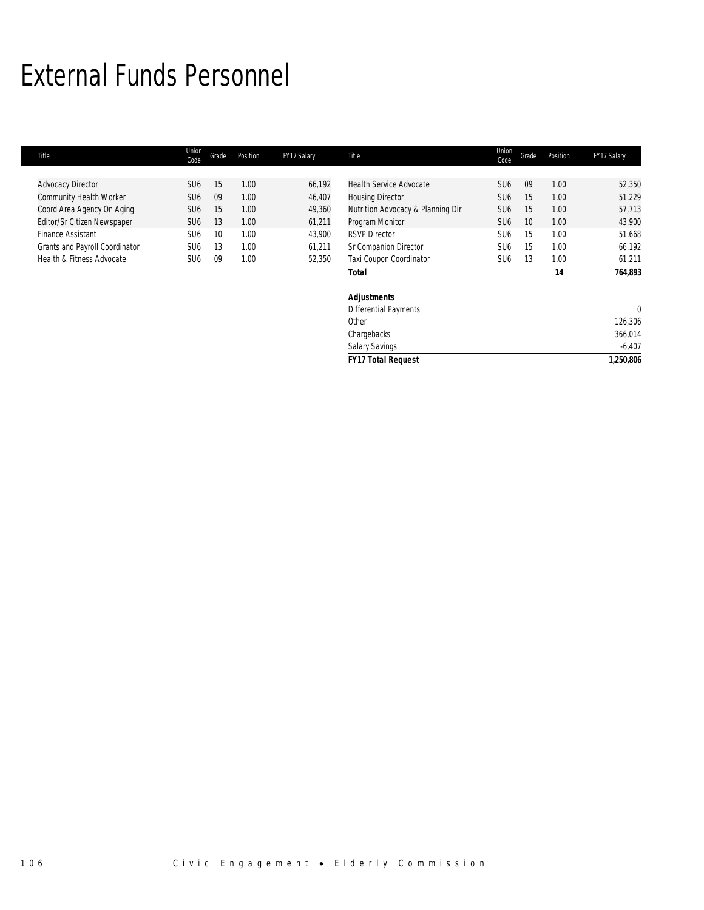# External Funds Personnel

| Title | Union Code | Grade | Position | FY17 Salary | Title | Union Code | Grade | Position | FY17 Salary |
|---|---|---|---|---|---|---|---|---|---|
| Advocacy Director | SU6 | 15 | 1.00 | 66,192 | Health Service Advocate | SU6 | 09 | 1.00 | 52,350 |
| Community Health Worker | SU6 | 09 | 1.00 | 46,407 | Housing Director | SU6 | 15 | 1.00 | 51,229 |
| Coord Area Agency On Aging | SU6 | 15 | 1.00 | 49,360 | Nutrition Advocacy & Planning Dir | SU6 | 15 | 1.00 | 57,713 |
| Editor/Sr Citizen Newspaper | SU6 | 13 | 1.00 | 61,211 | Program Monitor | SU6 | 10 | 1.00 | 43,900 |
| Finance Assistant | SU6 | 10 | 1.00 | 43,900 | RSVP Director | SU6 | 15 | 1.00 | 51,668 |
| Grants and Payroll Coordinator | SU6 | 13 | 1.00 | 61,211 | Sr Companion Director | SU6 | 15 | 1.00 | 66,192 |
| Health & Fitness Advocate | SU6 | 09 | 1.00 | 52,350 | Taxi Coupon Coordinator | SU6 | 13 | 1.00 | 61,211 |
| | | | | | ***Total*** | | | ***14*** | ***764,893*** |
| | | | | | | | | | |
| | | | | | ***Adjustments*** | | | | |
| | | | | | Differential Payments | | | | 0 |
| | | | | | Other | | | | 126,306 |
| | | | | | Chargebacks | | | | 366,014 |
| | | | | | Salary Savings | | | | -6,407 |
| | | | | | ***FY17 Total Request*** | | | | ***1,250,806*** |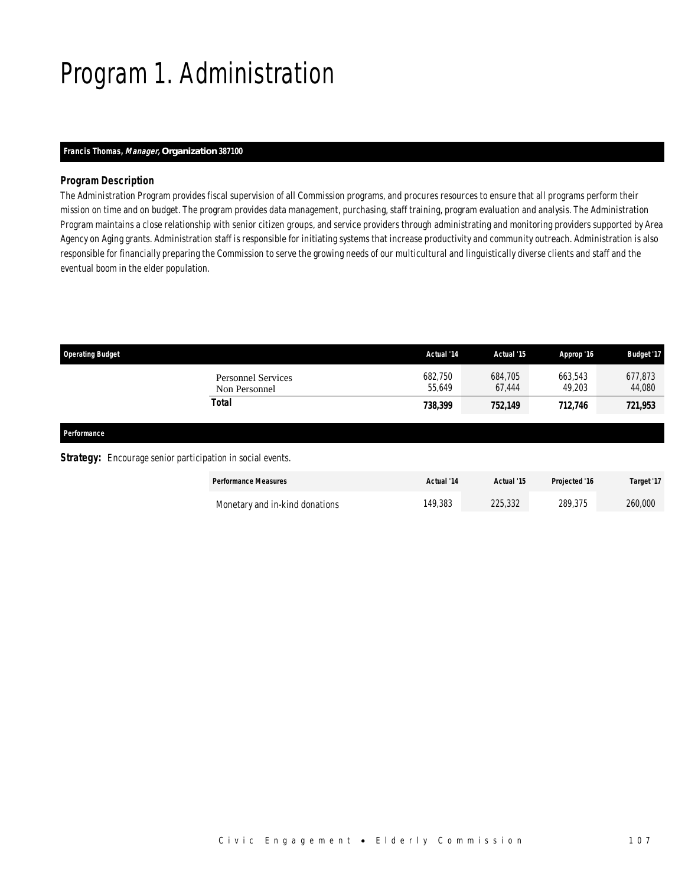# Program 1. Administration

**Francis Thomas, *Manager*, Organization 387100**

### *Program Description*

The Administration Program provides fiscal supervision of all Commission programs, and procures resources to ensure that all programs perform their mission on time and on budget. The program provides data management, purchasing, staff training, program evaluation and analysis. The Administration Program maintains a close relationship with senior citizen groups, and service providers through administrating and monitoring providers supported by Area Agency on Aging grants. Administration staff is responsible for initiating systems that increase productivity and community outreach. Administration is also responsible for financially preparing the Commission to serve the growing needs of our multicultural and linguistically diverse clients and staff and the eventual boom in the elder population.

| Operating Budget | Actual '14 | Actual '15 | Approp '16 | Budget '17 |
|---|---|---|---|---|
| Personnel Services | 682,750 | 684,705 | 663,543 | 677,873 |
| Non Personnel | 55,649 | 67,444 | 49,203 | 44,080 |
| **Total** | **738,399** | **752,149** | **712,746** | **721,953** |

**Performance**

***Strategy:*** Encourage senior participation in social events.

| Performance Measures | Actual '14 | Actual '15 | Projected '16 | Target '17 |
|---|---|---|---|---|
| Monetary and in-kind donations | 149,383 | 225,332 | 289,375 | 260,000 |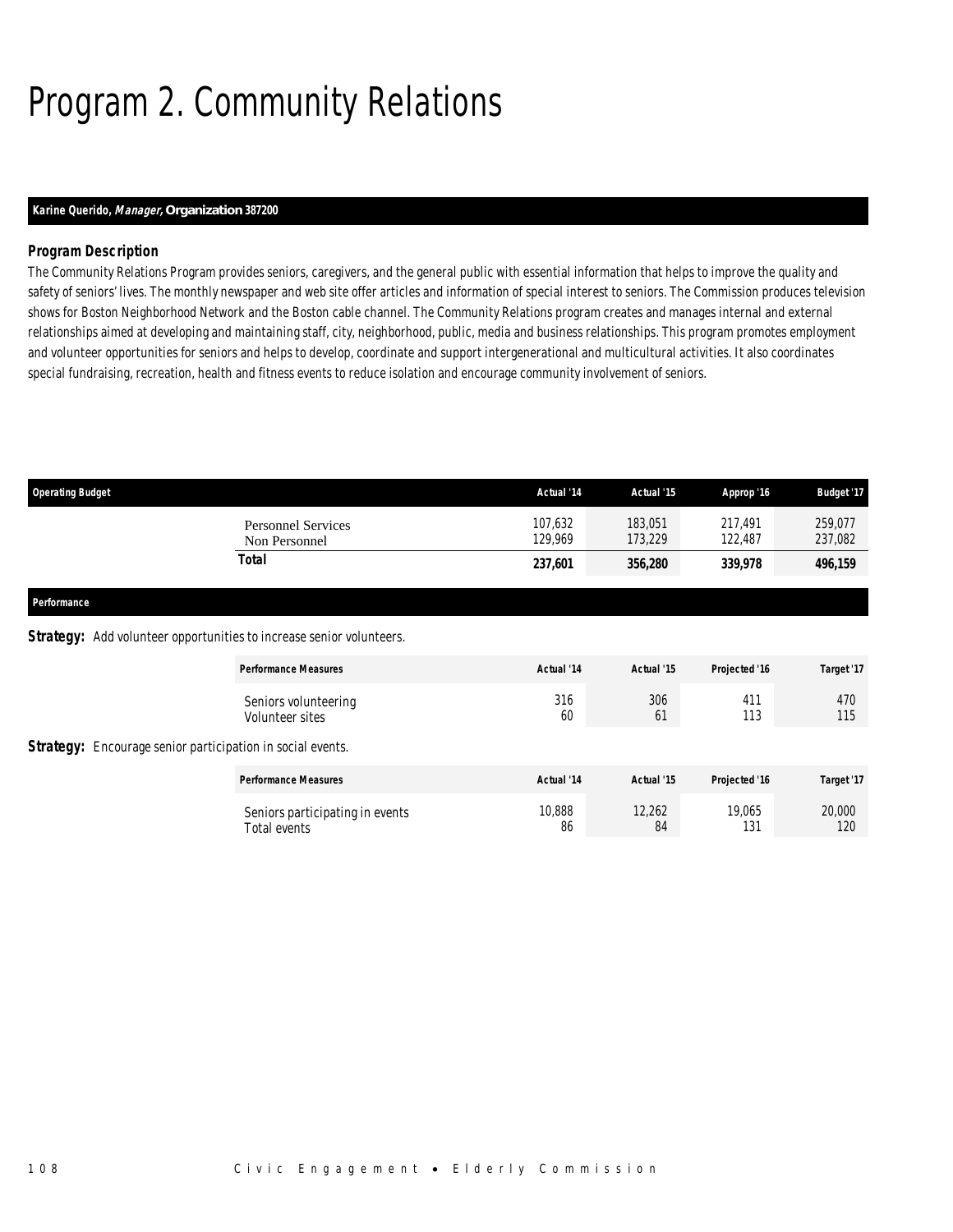# Program 2. Community Relations

**Karine Querido, *Manager*, Organization 387200**

### Program Description

The Community Relations Program provides seniors, caregivers, and the general public with essential information that helps to improve the quality and safety of seniors' lives. The monthly newspaper and web site offer articles and information of special interest to seniors. The Commission produces television shows for Boston Neighborhood Network and the Boston cable channel. The Community Relations program creates and manages internal and external relationships aimed at developing and maintaining staff, city, neighborhood, public, media and business relationships. This program promotes employment and volunteer opportunities for seniors and helps to develop, coordinate and support intergenerational and multicultural activities. It also coordinates special fundraising, recreation, health and fitness events to reduce isolation and encourage community involvement of seniors.

| Operating Budget | Actual '14 | Actual '15 | Approp '16 | Budget '17 |
|---|---|---|---|---|
| Personnel Services | 107,632 | 183,051 | 217,491 | 259,077 |
| Non Personnel | 129,969 | 173,229 | 122,487 | 237,082 |
| **Total** | **237,601** | **356,280** | **339,978** | **496,159** |

### Performance

**Strategy:** Add volunteer opportunities to increase senior volunteers.

| Performance Measures | Actual '14 | Actual '15 | Projected '16 | Target '17 |
|---|---|---|---|---|
| Seniors volunteering | 316 | 306 | 411 | 470 |
| Volunteer sites | 60 | 61 | 113 | 115 |

**Strategy:** Encourage senior participation in social events.

| Performance Measures | Actual '14 | Actual '15 | Projected '16 | Target '17 |
|---|---|---|---|---|
| Seniors participating in events | 10,888 | 12,262 | 19,065 | 20,000 |
| Total events | 86 | 84 | 131 | 120 |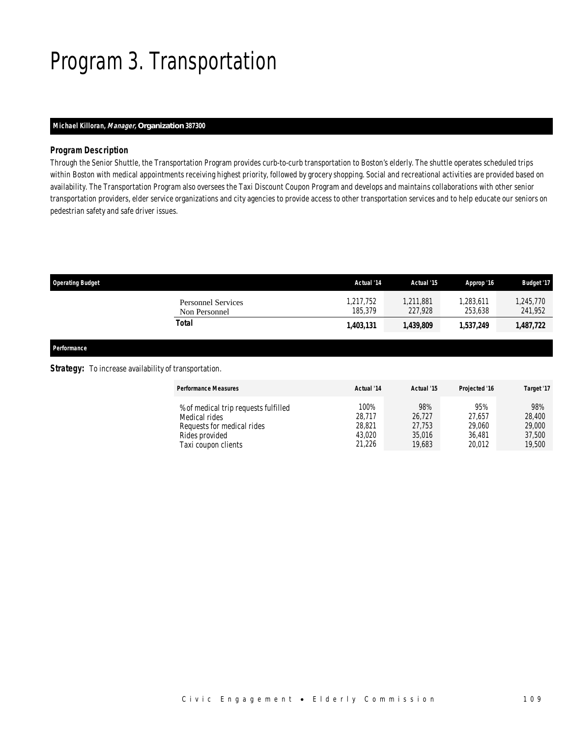# Program 3. Transportation

**Michael Killoran, *Manager,* Organization 387300**

### *Program Description*

Through the Senior Shuttle, the Transportation Program provides curb-to-curb transportation to Boston's elderly. The shuttle operates scheduled trips within Boston with medical appointments receiving highest priority, followed by grocery shopping. Social and recreational activities are provided based on availability. The Transportation Program also oversees the Taxi Discount Coupon Program and develops and maintains collaborations with other senior transportation providers, elder service organizations and city agencies to provide access to other transportation services and to help educate our seniors on pedestrian safety and safe driver issues.

| Operating Budget | Actual '14 | Actual '15 | Approp '16 | Budget '17 |
|---|---|---|---|---|
| Personnel Services | 1,217,752 | 1,211,881 | 1,283,611 | 1,245,770 |
| Non Personnel | 185,379 | 227,928 | 253,638 | 241,952 |
| **Total** | **1,403,131** | **1,439,809** | **1,537,249** | **1,487,722** |

**Performance**

***Strategy:*** To increase availability of transportation.

| Performance Measures | Actual '14 | Actual '15 | Projected '16 | Target '17 |
|---|---|---|---|---|
| % of medical trip requests fulfilled | 100% | 98% | 95% | 98% |
| Medical rides | 28,717 | 26,727 | 27,657 | 28,400 |
| Requests for medical rides | 28,821 | 27,753 | 29,060 | 29,000 |
| Rides provided | 43,020 | 35,016 | 36,481 | 37,500 |
| Taxi coupon clients | 21,226 | 19,683 | 20,012 | 19,500 |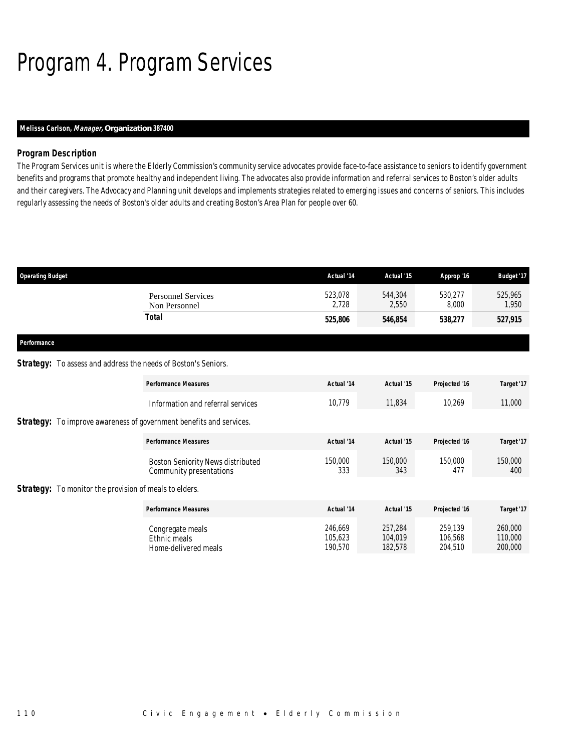# Program 4. Program Services

**Melissa Carlson, *Manager,* Organization 387400**

### *Program Description*

The Program Services unit is where the Elderly Commission's community service advocates provide face-to-face assistance to seniors to identify government benefits and programs that promote healthy and independent living. The advocates also provide information and referral services to Boston's older adults and their caregivers. The Advocacy and Planning unit develops and implements strategies related to emerging issues and concerns of seniors. This includes regularly assessing the needs of Boston's older adults and creating Boston's Area Plan for people over 60.

| Operating Budget | Actual '14 | Actual '15 | Approp '16 | Budget '17 |
|---|---|---|---|---|
| Personnel Services | 523,078 | 544,304 | 530,277 | 525,965 |
| Non Personnel | 2,728 | 2,550 | 8,000 | 1,950 |
| **Total** | **525,806** | **546,854** | **538,277** | **527,915** |

**Performance**

**Strategy:** To assess and address the needs of Boston's Seniors.

| Performance Measures | Actual '14 | Actual '15 | Projected '16 | Target '17 |
|---|---|---|---|---|
| Information and referral services | 10,779 | 11,834 | 10,269 | 11,000 |

**Strategy:** To improve awareness of government benefits and services.

| Performance Measures | Actual '14 | Actual '15 | Projected '16 | Target '17 |
|---|---|---|---|---|
| Boston Seniority News distributed | 150,000 | 150,000 | 150,000 | 150,000 |
| Community presentations | 333 | 343 | 477 | 400 |

**Strategy:** To monitor the provision of meals to elders.

| Performance Measures | Actual '14 | Actual '15 | Projected '16 | Target '17 |
|---|---|---|---|---|
| Congregate meals | 246,669 | 257,284 | 259,139 | 260,000 |
| Ethnic meals | 105,623 | 104,019 | 106,568 | 110,000 |
| Home-delivered meals | 190,570 | 182,578 | 204,510 | 200,000 |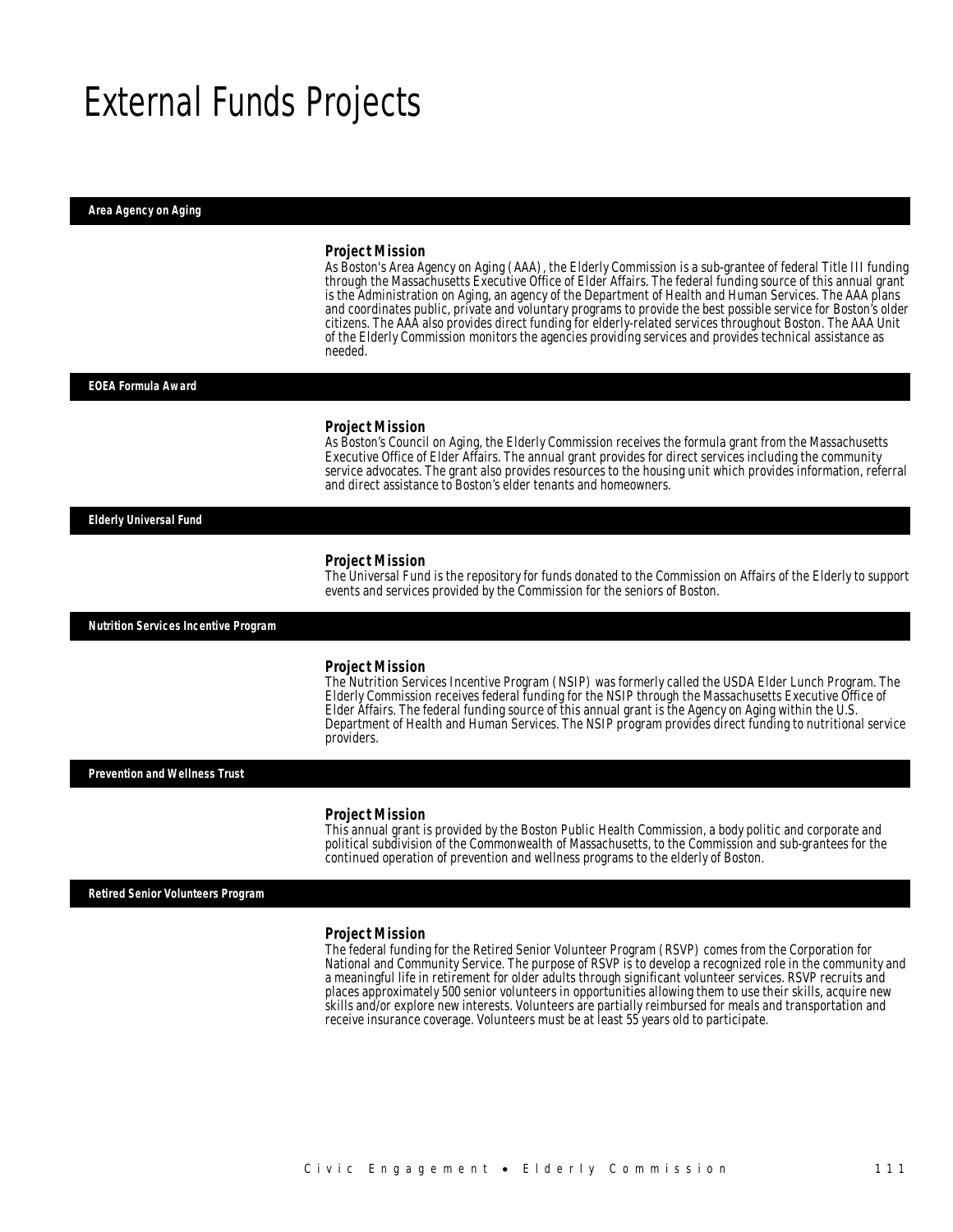# External Funds Projects

## Area Agency on Aging

### Project Mission

As Boston's Area Agency on Aging (AAA), the Elderly Commission is a sub-grantee of federal Title III funding through the Massachusetts Executive Office of Elder Affairs. The federal funding source of this annual grant is the Administration on Aging, an agency of the Department of Health and Human Services. The AAA plans and coordinates public, private and voluntary programs to provide the best possible service for Boston's older citizens. The AAA also provides direct funding for elderly-related services throughout Boston. The AAA Unit of the Elderly Commission monitors the agencies providing services and provides technical assistance as needed.

## EOEA Formula Award

### Project Mission

As Boston's Council on Aging, the Elderly Commission receives the formula grant from the Massachusetts Executive Office of Elder Affairs. The annual grant provides for direct services including the community service advocates. The grant also provides resources to the housing unit which provides information, referral and direct assistance to Boston's elder tenants and homeowners.

## Elderly Universal Fund

### Project Mission

The Universal Fund is the repository for funds donated to the Commission on Affairs of the Elderly to support events and services provided by the Commission for the seniors of Boston.

## Nutrition Services Incentive Program

### Project Mission

The Nutrition Services Incentive Program (NSIP) was formerly called the USDA Elder Lunch Program. The Elderly Commission receives federal funding for the NSIP through the Massachusetts Executive Office of Elder Affairs. The federal funding source of this annual grant is the Agency on Aging within the U.S. Department of Health and Human Services. The NSIP program provides direct funding to nutritional service providers.

## Prevention and Wellness Trust

### Project Mission

This annual grant is provided by the Boston Public Health Commission, a body politic and corporate and political subdivision of the Commonwealth of Massachusetts, to the Commission and sub-grantees for the continued operation of prevention and wellness programs to the elderly of Boston.

## Retired Senior Volunteers Program

### Project Mission

The federal funding for the Retired Senior Volunteer Program (RSVP) comes from the Corporation for National and Community Service. The purpose of RSVP is to develop a recognized role in the community and a meaningful life in retirement for older adults through significant volunteer services. RSVP recruits and places approximately 500 senior volunteers in opportunities allowing them to use their skills, acquire new skills and/or explore new interests. Volunteers are partially reimbursed for meals and transportation and receive insurance coverage. Volunteers must be at least 55 years old to participate.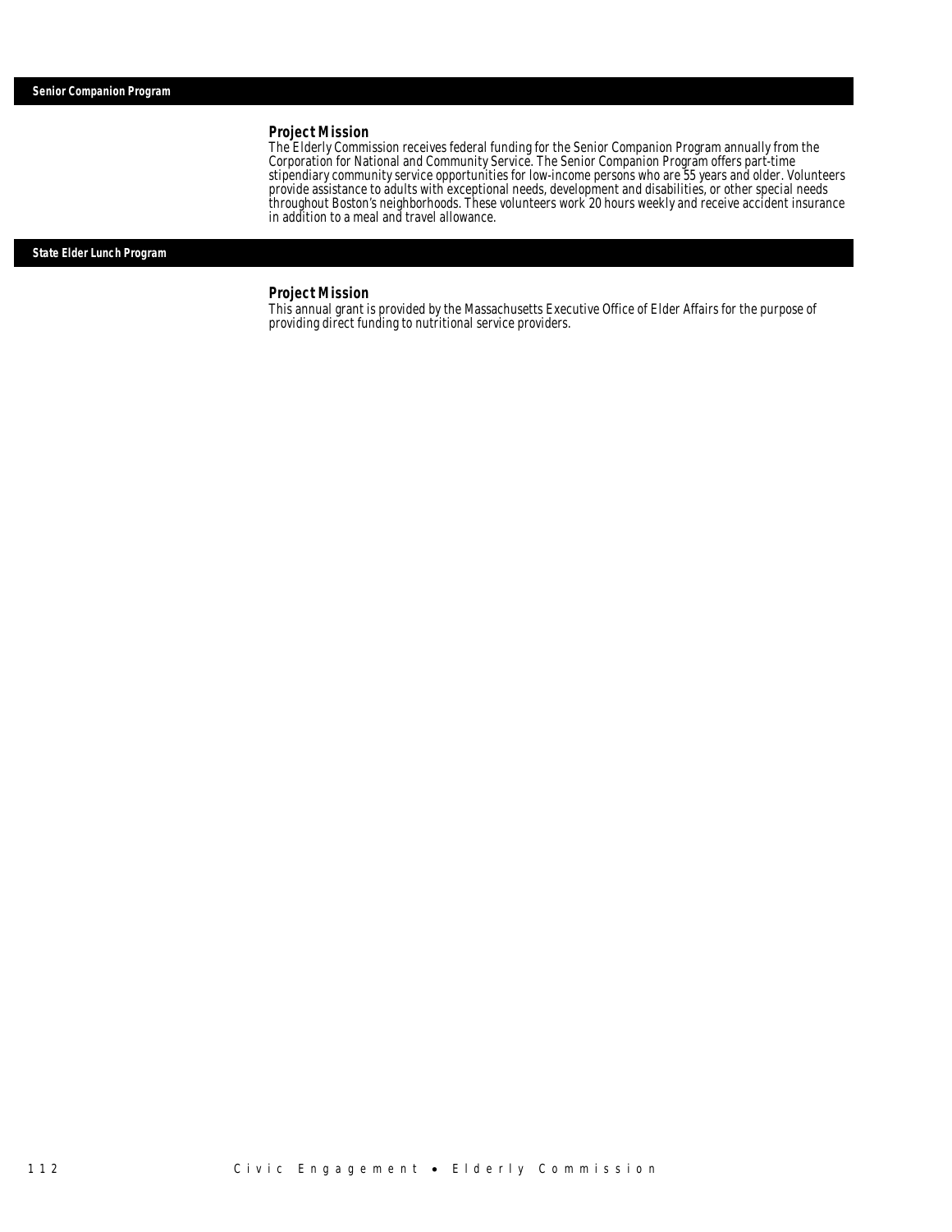## Senior Companion Program

### Project Mission

The Elderly Commission receives federal funding for the Senior Companion Program annually from the Corporation for National and Community Service. The Senior Companion Program offers part-time stipendiary community service opportunities for low-income persons who are 55 years and older. Volunteers provide assistance to adults with exceptional needs, development and disabilities, or other special needs throughout Boston's neighborhoods. These volunteers work 20 hours weekly and receive accident insurance in addition to a meal and travel allowance.

## State Elder Lunch Program

### Project Mission

This annual grant is provided by the Massachusetts Executive Office of Elder Affairs for the purpose of providing direct funding to nutritional service providers.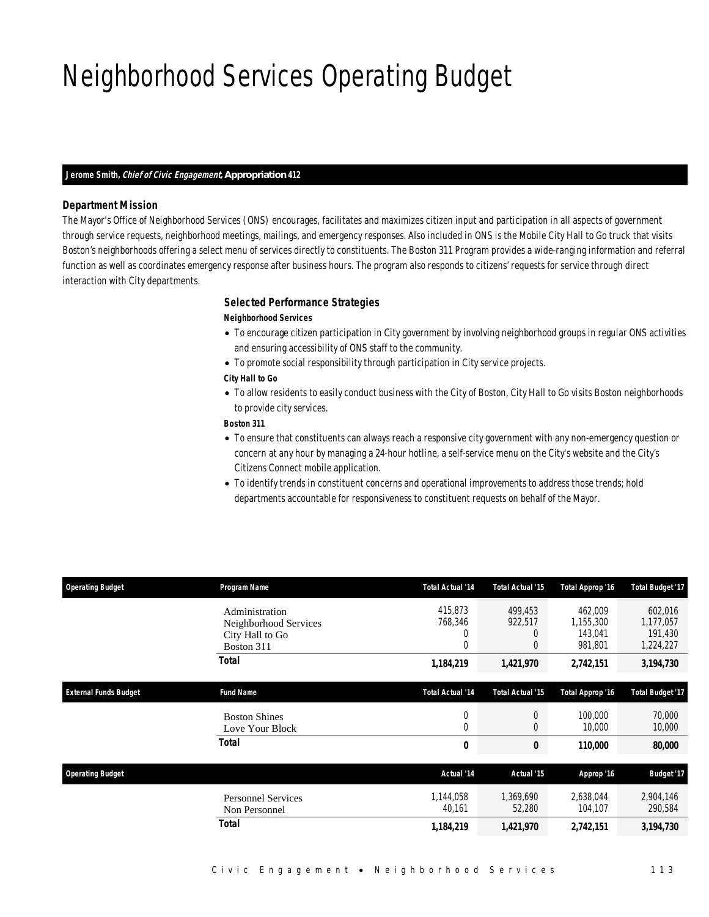# Neighborhood Services Operating Budget

**Jerome Smith, *Chief of Civic Engagement*, Appropriation 412**

### Department Mission

The Mayor's Office of Neighborhood Services (ONS) encourages, facilitates and maximizes citizen input and participation in all aspects of government through service requests, neighborhood meetings, mailings, and emergency responses. Also included in ONS is the Mobile City Hall to Go truck that visits Boston's neighborhoods offering a select menu of services directly to constituents. The Boston 311 Program provides a wide-ranging information and referral function as well as coordinates emergency response after business hours. The program also responds to citizens' requests for service through direct interaction with City departments.

### Selected Performance Strategies

**Neighborhood Services**

- To encourage citizen participation in City government by involving neighborhood groups in regular ONS activities and ensuring accessibility of ONS staff to the community.
- To promote social responsibility through participation in City service projects.

**City Hall to Go**

- To allow residents to easily conduct business with the City of Boston, City Hall to Go visits Boston neighborhoods to provide city services.

**Boston 311**

- To ensure that constituents can always reach a responsive city government with any non-emergency question or concern at any hour by managing a 24-hour hotline, a self-service menu on the City's website and the City's Citizens Connect mobile application.
- To identify trends in constituent concerns and operational improvements to address those trends; hold departments accountable for responsiveness to constituent requests on behalf of the Mayor.

| Operating Budget | Program Name | Total Actual '14 | Total Actual '15 | Total Approp '16 | Total Budget '17 |
|---|---|---|---|---|---|
| | Administration | 415,873 | 499,453 | 462,009 | 602,016 |
| | Neighborhood Services | 768,346 | 922,517 | 1,155,300 | 1,177,057 |
| | City Hall to Go | 0 | 0 | 143,041 | 191,430 |
| | Boston 311 | 0 | 0 | 981,801 | 1,224,227 |
| | **Total** | **1,184,219** | **1,421,970** | **2,742,151** | **3,194,730** |

| External Funds Budget | Fund Name | Total Actual '14 | Total Actual '15 | Total Approp '16 | Total Budget '17 |
|---|---|---|---|---|---|
| | Boston Shines | 0 | 0 | 100,000 | 70,000 |
| | Love Your Block | 0 | 0 | 10,000 | 10,000 |
| | **Total** | **0** | **0** | **110,000** | **80,000** |

| Operating Budget | | Actual '14 | Actual '15 | Approp '16 | Budget '17 |
|---|---|---|---|---|---|
| | Personnel Services | 1,144,058 | 1,369,690 | 2,638,044 | 2,904,146 |
| | Non Personnel | 40,161 | 52,280 | 104,107 | 290,584 |
| | **Total** | **1,184,219** | **1,421,970** | **2,742,151** | **3,194,730** |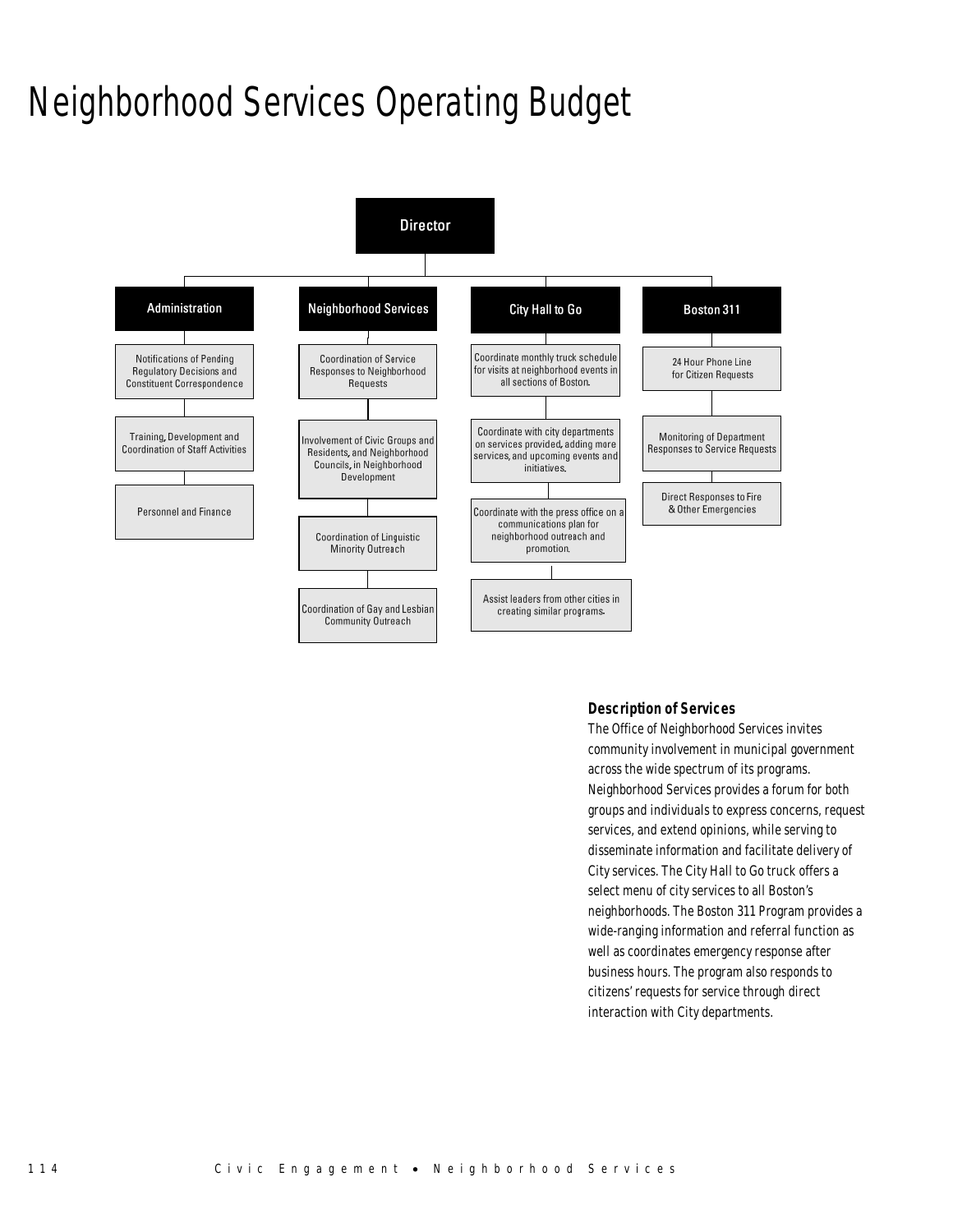# Neighborhood Services Operating Budget

- **Director**
  - **Administration**
    - Notifications of Pending Regulatory Decisions and Constituent Correspondence
    - Training, Development and Coordination of Staff Activities
    - Personnel and Finance
  - **Neighborhood Services**
    - Coordination of Service Responses to Neighborhood Requests
    - Involvement of Civic Groups and Residents, and Neighborhood Councils, in Neighborhood Development
    - Coordination of Linguistic Minority Outreach
    - Coordination of Gay and Lesbian Community Outreach
  - **City Hall to Go**
    - Coordinate monthly truck schedule for visits at neighborhood events in all sections of Boston.
    - Coordinate with city departments on services provided, adding more services, and upcoming events and initiatives.
    - Coordinate with the press office on a communications plan for neighborhood outreach and promotion.
    - Assist leaders from other cities in creating similar programs.
  - **Boston 311**
    - 24 Hour Phone Line for Citizen Requests
    - Monitoring of Department Responses to Service Requests
    - Direct Responses to Fire & Other Emergencies

### Description of Services

The Office of Neighborhood Services invites community involvement in municipal government across the wide spectrum of its programs. Neighborhood Services provides a forum for both groups and individuals to express concerns, request services, and extend opinions, while serving to disseminate information and facilitate delivery of City services. The City Hall to Go truck offers a select menu of city services to all Boston's neighborhoods. The Boston 311 Program provides a wide-ranging information and referral function as well as coordinates emergency response after business hours. The program also responds to citizens' requests for service through direct interaction with City departments.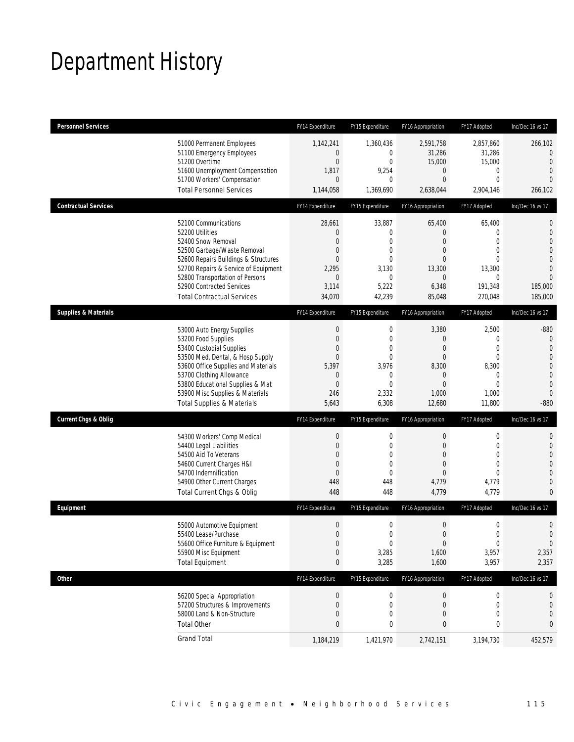# Department History

| Personnel Services | FY14 Expenditure | FY15 Expenditure | FY16 Appropriation | FY17 Adopted | Inc/Dec 16 vs 17 |
|---|---|---|---|---|---|
| 51000 Permanent Employees | 1,142,241 | 1,360,436 | 2,591,758 | 2,857,860 | 266,102 |
| 51100 Emergency Employees | 0 | 0 | 31,286 | 31,286 | 0 |
| 51200 Overtime | 0 | 0 | 15,000 | 15,000 | 0 |
| 51600 Unemployment Compensation | 1,817 | 9,254 | 0 | 0 | 0 |
| 51700 Workers' Compensation | 0 | 0 | 0 | 0 | 0 |
| Total Personnel Services | 1,144,058 | 1,369,690 | 2,638,044 | 2,904,146 | 266,102 |

| Contractual Services | FY14 Expenditure | FY15 Expenditure | FY16 Appropriation | FY17 Adopted | Inc/Dec 16 vs 17 |
|---|---|---|---|---|---|
| 52100 Communications | 28,661 | 33,887 | 65,400 | 65,400 | 0 |
| 52200 Utilities | 0 | 0 | 0 | 0 | 0 |
| 52400 Snow Removal | 0 | 0 | 0 | 0 | 0 |
| 52500 Garbage/Waste Removal | 0 | 0 | 0 | 0 | 0 |
| 52600 Repairs Buildings & Structures | 0 | 0 | 0 | 0 | 0 |
| 52700 Repairs & Service of Equipment | 2,295 | 3,130 | 13,300 | 13,300 | 0 |
| 52800 Transportation of Persons | 0 | 0 | 0 | 0 | 0 |
| 52900 Contracted Services | 3,114 | 5,222 | 6,348 | 191,348 | 185,000 |
| Total Contractual Services | 34,070 | 42,239 | 85,048 | 270,048 | 185,000 |

| Supplies & Materials | FY14 Expenditure | FY15 Expenditure | FY16 Appropriation | FY17 Adopted | Inc/Dec 16 vs 17 |
|---|---|---|---|---|---|
| 53000 Auto Energy Supplies | 0 | 0 | 3,380 | 2,500 | -880 |
| 53200 Food Supplies | 0 | 0 | 0 | 0 | 0 |
| 53400 Custodial Supplies | 0 | 0 | 0 | 0 | 0 |
| 53500 Med, Dental, & Hosp Supply | 0 | 0 | 0 | 0 | 0 |
| 53600 Office Supplies and Materials | 5,397 | 3,976 | 8,300 | 8,300 | 0 |
| 53700 Clothing Allowance | 0 | 0 | 0 | 0 | 0 |
| 53800 Educational Supplies & Mat | 0 | 0 | 0 | 0 | 0 |
| 53900 Misc Supplies & Materials | 246 | 2,332 | 1,000 | 1,000 | 0 |
| Total Supplies & Materials | 5,643 | 6,308 | 12,680 | 11,800 | -880 |

| Current Chgs & Oblig | FY14 Expenditure | FY15 Expenditure | FY16 Appropriation | FY17 Adopted | Inc/Dec 16 vs 17 |
|---|---|---|---|---|---|
| 54300 Workers' Comp Medical | 0 | 0 | 0 | 0 | 0 |
| 54400 Legal Liabilities | 0 | 0 | 0 | 0 | 0 |
| 54500 Aid To Veterans | 0 | 0 | 0 | 0 | 0 |
| 54600 Current Charges H&I | 0 | 0 | 0 | 0 | 0 |
| 54700 Indemnification | 0 | 0 | 0 | 0 | 0 |
| 54900 Other Current Charges | 448 | 448 | 4,779 | 4,779 | 0 |
| Total Current Chgs & Oblig | 448 | 448 | 4,779 | 4,779 | 0 |

| Equipment | FY14 Expenditure | FY15 Expenditure | FY16 Appropriation | FY17 Adopted | Inc/Dec 16 vs 17 |
|---|---|---|---|---|---|
| 55000 Automotive Equipment | 0 | 0 | 0 | 0 | 0 |
| 55400 Lease/Purchase | 0 | 0 | 0 | 0 | 0 |
| 55600 Office Furniture & Equipment | 0 | 0 | 0 | 0 | 0 |
| 55900 Misc Equipment | 0 | 3,285 | 1,600 | 3,957 | 2,357 |
| Total Equipment | 0 | 3,285 | 1,600 | 3,957 | 2,357 |

| Other | FY14 Expenditure | FY15 Expenditure | FY16 Appropriation | FY17 Adopted | Inc/Dec 16 vs 17 |
|---|---|---|---|---|---|
| 56200 Special Appropriation | 0 | 0 | 0 | 0 | 0 |
| 57200 Structures & Improvements | 0 | 0 | 0 | 0 | 0 |
| 58000 Land & Non-Structure | 0 | 0 | 0 | 0 | 0 |
| Total Other | 0 | 0 | 0 | 0 | 0 |
| Grand Total | 1,184,219 | 1,421,970 | 2,742,151 | 3,194,730 | 452,579 |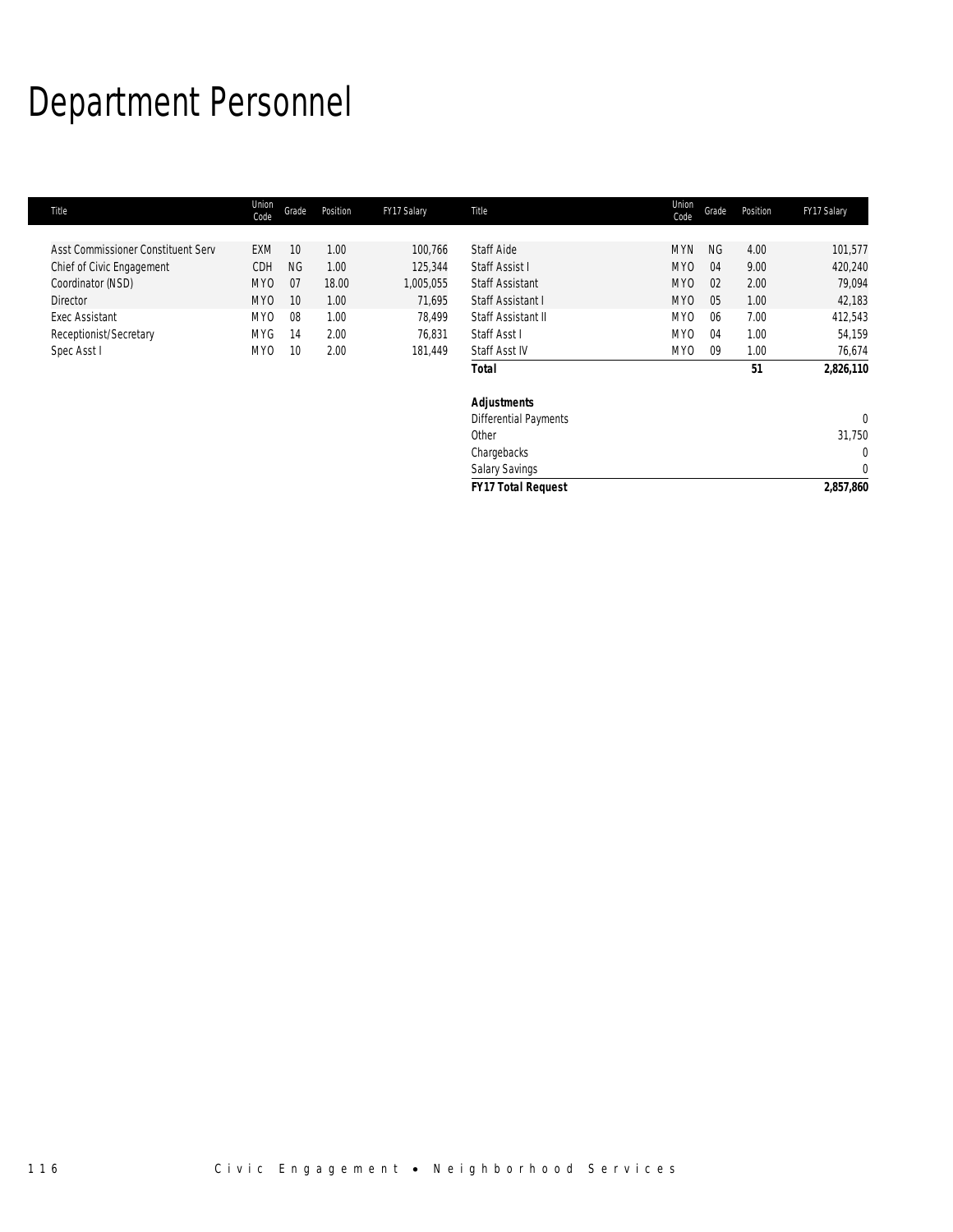# Department Personnel

| Title | Union Code | Grade | Position | FY17 Salary | Title | Union Code | Grade | Position | FY17 Salary |
|---|---|---|---|---|---|---|---|---|---|
| Asst Commissioner Constituent Serv | EXM | 10 | 1.00 | 100,766 | Staff Aide | MYN | NG | 4.00 | 101,577 |
| Chief of Civic Engagement | CDH | NG | 1.00 | 125,344 | Staff Assist I | MYO | 04 | 9.00 | 420,240 |
| Coordinator (NSD) | MYO | 07 | 18.00 | 1,005,055 | Staff Assistant | MYO | 02 | 2.00 | 79,094 |
| Director | MYO | 10 | 1.00 | 71,695 | Staff Assistant I | MYO | 05 | 1.00 | 42,183 |
| Exec Assistant | MYO | 08 | 1.00 | 78,499 | Staff Assistant II | MYO | 06 | 7.00 | 412,543 |
| Receptionist/Secretary | MYG | 14 | 2.00 | 76,831 | Staff Asst I | MYO | 04 | 1.00 | 54,159 |
| Spec Asst I | MYO | 10 | 2.00 | 181,449 | Staff Asst IV | MYO | 09 | 1.00 | 76,674 |
| | | | | | ***Total*** | | | **51** | **2,826,110** |
| | | | | | | | | | |
| | | | | | ***Adjustments*** | | | | |
| | | | | | Differential Payments | | | | 0 |
| | | | | | Other | | | | 31,750 |
| | | | | | Chargebacks | | | | 0 |
| | | | | | Salary Savings | | | | 0 |
| | | | | | ***FY17 Total Request*** | | | | **2,857,860** |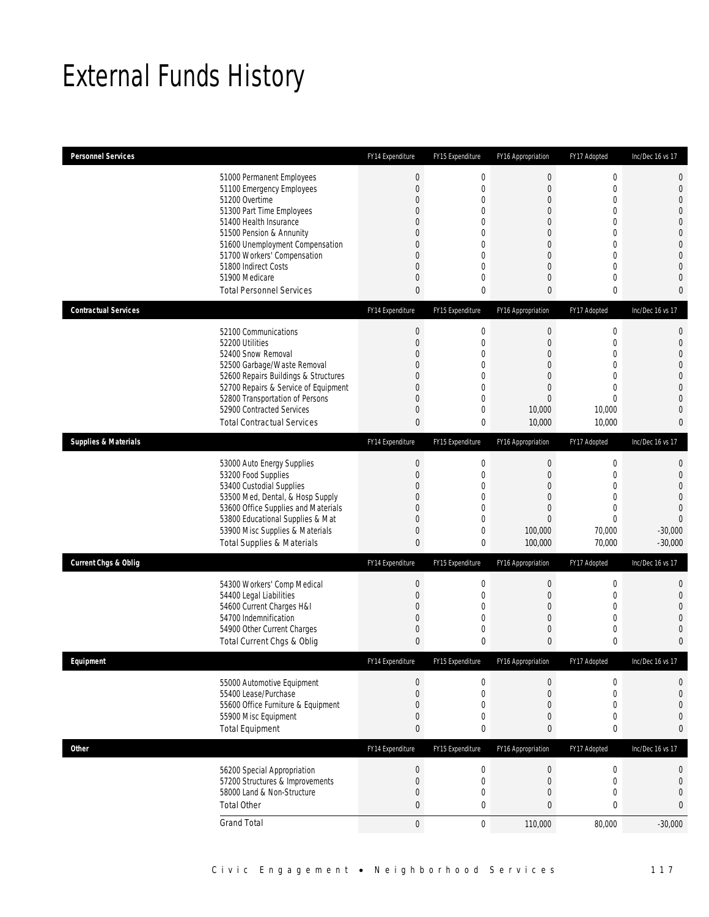# External Funds History

| Personnel Services | FY14 Expenditure | FY15 Expenditure | FY16 Appropriation | FY17 Adopted | Inc/Dec 16 vs 17 |
|---|---|---|---|---|---|
| 51000 Permanent Employees | 0 | 0 | 0 | 0 | 0 |
| 51100 Emergency Employees | 0 | 0 | 0 | 0 | 0 |
| 51200 Overtime | 0 | 0 | 0 | 0 | 0 |
| 51300 Part Time Employees | 0 | 0 | 0 | 0 | 0 |
| 51400 Health Insurance | 0 | 0 | 0 | 0 | 0 |
| 51500 Pension & Annunity | 0 | 0 | 0 | 0 | 0 |
| 51600 Unemployment Compensation | 0 | 0 | 0 | 0 | 0 |
| 51700 Workers' Compensation | 0 | 0 | 0 | 0 | 0 |
| 51800 Indirect Costs | 0 | 0 | 0 | 0 | 0 |
| 51900 Medicare | 0 | 0 | 0 | 0 | 0 |
| Total Personnel Services | 0 | 0 | 0 | 0 | 0 |

| Contractual Services | FY14 Expenditure | FY15 Expenditure | FY16 Appropriation | FY17 Adopted | Inc/Dec 16 vs 17 |
|---|---|---|---|---|---|
| 52100 Communications | 0 | 0 | 0 | 0 | 0 |
| 52200 Utilities | 0 | 0 | 0 | 0 | 0 |
| 52400 Snow Removal | 0 | 0 | 0 | 0 | 0 |
| 52500 Garbage/Waste Removal | 0 | 0 | 0 | 0 | 0 |
| 52600 Repairs Buildings & Structures | 0 | 0 | 0 | 0 | 0 |
| 52700 Repairs & Service of Equipment | 0 | 0 | 0 | 0 | 0 |
| 52800 Transportation of Persons | 0 | 0 | 0 | 0 | 0 |
| 52900 Contracted Services | 0 | 0 | 10,000 | 10,000 | 0 |
| Total Contractual Services | 0 | 0 | 10,000 | 10,000 | 0 |

| Supplies & Materials | FY14 Expenditure | FY15 Expenditure | FY16 Appropriation | FY17 Adopted | Inc/Dec 16 vs 17 |
|---|---|---|---|---|---|
| 53000 Auto Energy Supplies | 0 | 0 | 0 | 0 | 0 |
| 53200 Food Supplies | 0 | 0 | 0 | 0 | 0 |
| 53400 Custodial Supplies | 0 | 0 | 0 | 0 | 0 |
| 53500 Med, Dental, & Hosp Supply | 0 | 0 | 0 | 0 | 0 |
| 53600 Office Supplies and Materials | 0 | 0 | 0 | 0 | 0 |
| 53800 Educational Supplies & Mat | 0 | 0 | 0 | 0 | 0 |
| 53900 Misc Supplies & Materials | 0 | 0 | 100,000 | 70,000 | -30,000 |
| Total Supplies & Materials | 0 | 0 | 100,000 | 70,000 | -30,000 |

| Current Chgs & Oblig | FY14 Expenditure | FY15 Expenditure | FY16 Appropriation | FY17 Adopted | Inc/Dec 16 vs 17 |
|---|---|---|---|---|---|
| 54300 Workers' Comp Medical | 0 | 0 | 0 | 0 | 0 |
| 54400 Legal Liabilities | 0 | 0 | 0 | 0 | 0 |
| 54600 Current Charges H&I | 0 | 0 | 0 | 0 | 0 |
| 54700 Indemnification | 0 | 0 | 0 | 0 | 0 |
| 54900 Other Current Charges | 0 | 0 | 0 | 0 | 0 |
| Total Current Chgs & Oblig | 0 | 0 | 0 | 0 | 0 |

| Equipment | FY14 Expenditure | FY15 Expenditure | FY16 Appropriation | FY17 Adopted | Inc/Dec 16 vs 17 |
|---|---|---|---|---|---|
| 55000 Automotive Equipment | 0 | 0 | 0 | 0 | 0 |
| 55400 Lease/Purchase | 0 | 0 | 0 | 0 | 0 |
| 55600 Office Furniture & Equipment | 0 | 0 | 0 | 0 | 0 |
| 55900 Misc Equipment | 0 | 0 | 0 | 0 | 0 |
| Total Equipment | 0 | 0 | 0 | 0 | 0 |

| Other | FY14 Expenditure | FY15 Expenditure | FY16 Appropriation | FY17 Adopted | Inc/Dec 16 vs 17 |
|---|---|---|---|---|---|
| 56200 Special Appropriation | 0 | 0 | 0 | 0 | 0 |
| 57200 Structures & Improvements | 0 | 0 | 0 | 0 | 0 |
| 58000 Land & Non-Structure | 0 | 0 | 0 | 0 | 0 |
| Total Other | 0 | 0 | 0 | 0 | 0 |
| Grand Total | 0 | 0 | 110,000 | 80,000 | -30,000 |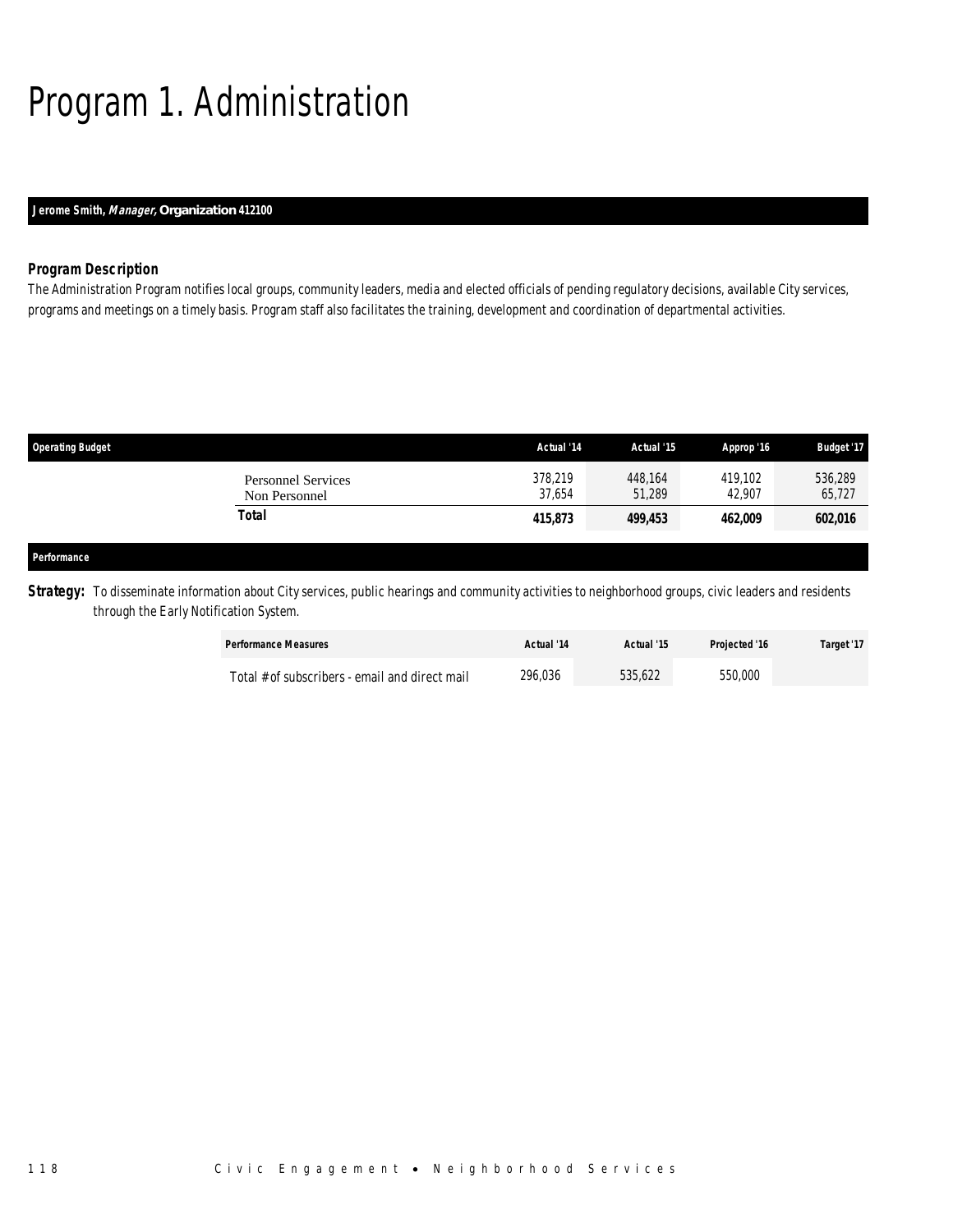# Program 1. Administration

**Jerome Smith, *Manager,* Organization 412100**

### Program Description

*The Administration Program notifies local groups, community leaders, media and elected officials of pending regulatory decisions, available City services, programs and meetings on a timely basis. Program staff also facilitates the training, development and coordination of departmental activities.*

| Operating Budget | Actual '14 | Actual '15 | Approp '16 | Budget '17 |
|---|---|---|---|---|
| Personnel Services | 378,219 | 448,164 | 419,102 | 536,289 |
| Non Personnel | 37,654 | 51,289 | 42,907 | 65,727 |
| **Total** | **415,873** | **499,453** | **462,009** | **602,016** |

**Performance**

**Strategy:** To disseminate information about City services, public hearings and community activities to neighborhood groups, civic leaders and residents through the Early Notification System.

| Performance Measures | Actual '14 | Actual '15 | Projected '16 | Target '17 |
|---|---|---|---|---|
| Total # of subscribers - email and direct mail | 296,036 | 535,622 | 550,000 | |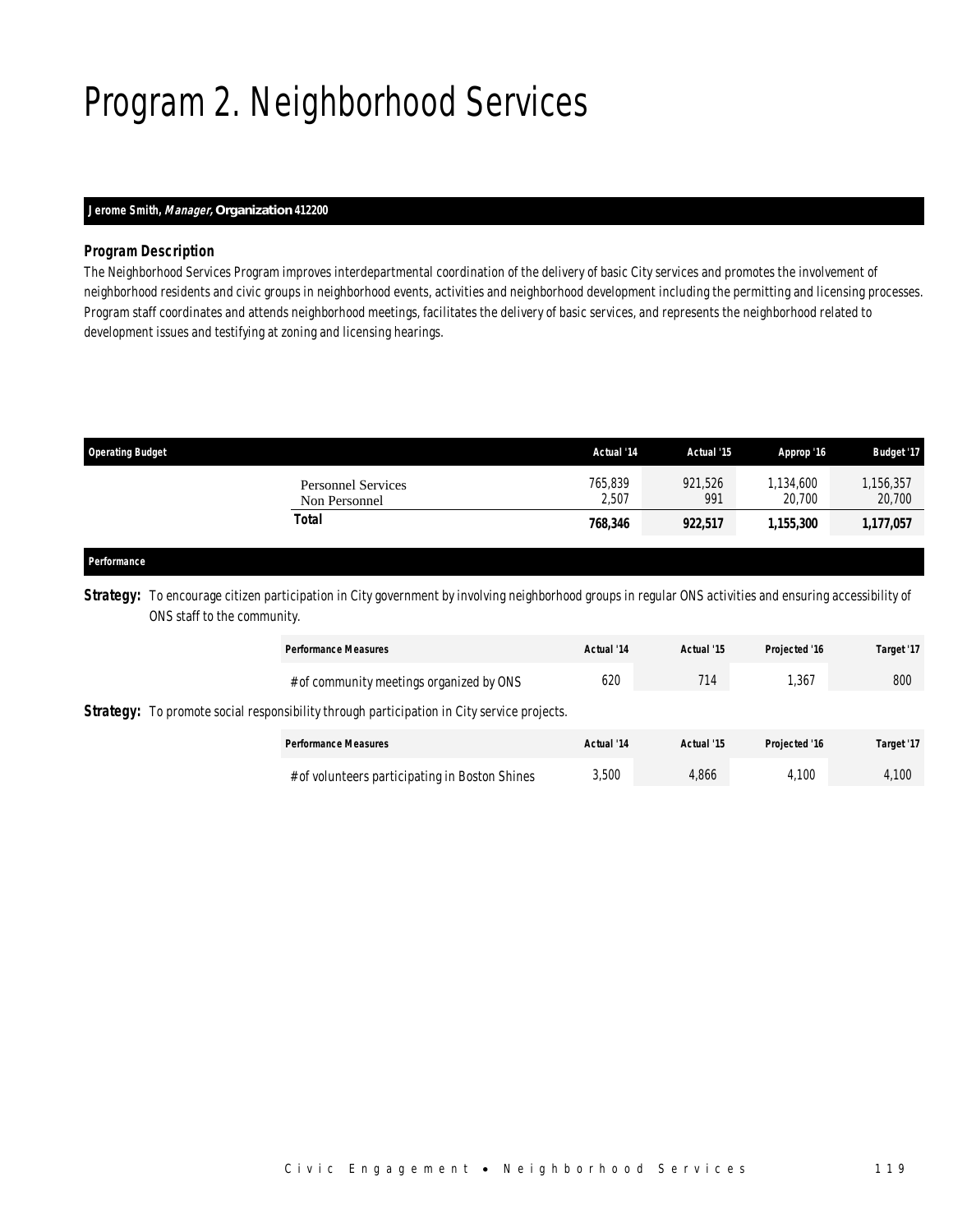# Program 2. Neighborhood Services

**Jerome Smith, *Manager*, Organization 412200**

### *Program Description*

The Neighborhood Services Program improves interdepartmental coordination of the delivery of basic City services and promotes the involvement of neighborhood residents and civic groups in neighborhood events, activities and neighborhood development including the permitting and licensing processes. Program staff coordinates and attends neighborhood meetings, facilitates the delivery of basic services, and represents the neighborhood related to development issues and testifying at zoning and licensing hearings.

| Operating Budget | Actual '14 | Actual '15 | Approp '16 | Budget '17 |
|---|---|---|---|---|
| Personnel Services | 765,839 | 921,526 | 1,134,600 | 1,156,357 |
| Non Personnel | 2,507 | 991 | 20,700 | 20,700 |
| **Total** | **768,346** | **922,517** | **1,155,300** | **1,177,057** |

### *Performance*

**Strategy:** To encourage citizen participation in City government by involving neighborhood groups in regular ONS activities and ensuring accessibility of ONS staff to the community.

| Performance Measures | Actual '14 | Actual '15 | Projected '16 | Target '17 |
|---|---|---|---|---|
| # of community meetings organized by ONS | 620 | 714 | 1,367 | 800 |

**Strategy:** To promote social responsibility through participation in City service projects.

| Performance Measures | Actual '14 | Actual '15 | Projected '16 | Target '17 |
|---|---|---|---|---|
| # of volunteers participating in Boston Shines | 3,500 | 4,866 | 4,100 | 4,100 |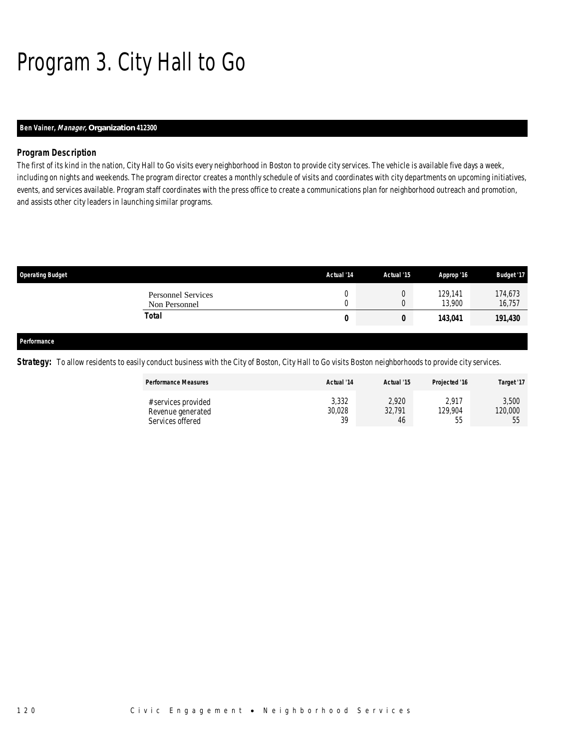# Program 3. City Hall to Go

**Ben Vainer, *Manager*, Organization 412300**

### *Program Description*

The first of its kind in the nation, City Hall to Go visits every neighborhood in Boston to provide city services. The vehicle is available five days a week, including on nights and weekends. The program director creates a monthly schedule of visits and coordinates with city departments on upcoming initiatives, events, and services available. Program staff coordinates with the press office to create a communications plan for neighborhood outreach and promotion, and assists other city leaders in launching similar programs.

| Operating Budget | Actual '14 | Actual '15 | Approp '16 | Budget '17 |
|---|---|---|---|---|
| Personnel Services | 0 | 0 | 129,141 | 174,673 |
| Non Personnel | 0 | 0 | 13,900 | 16,757 |
| **Total** | **0** | **0** | **143,041** | **191,430** |

**Performance**

***Strategy:*** To allow residents to easily conduct business with the City of Boston, City Hall to Go visits Boston neighborhoods to provide city services.

| Performance Measures | Actual '14 | Actual '15 | Projected '16 | Target '17 |
|---|---|---|---|---|
| # services provided | 3,332 | 2,920 | 2,917 | 3,500 |
| Revenue generated | 30,028 | 32,791 | 129,904 | 120,000 |
| Services offered | 39 | 46 | 55 | 55 |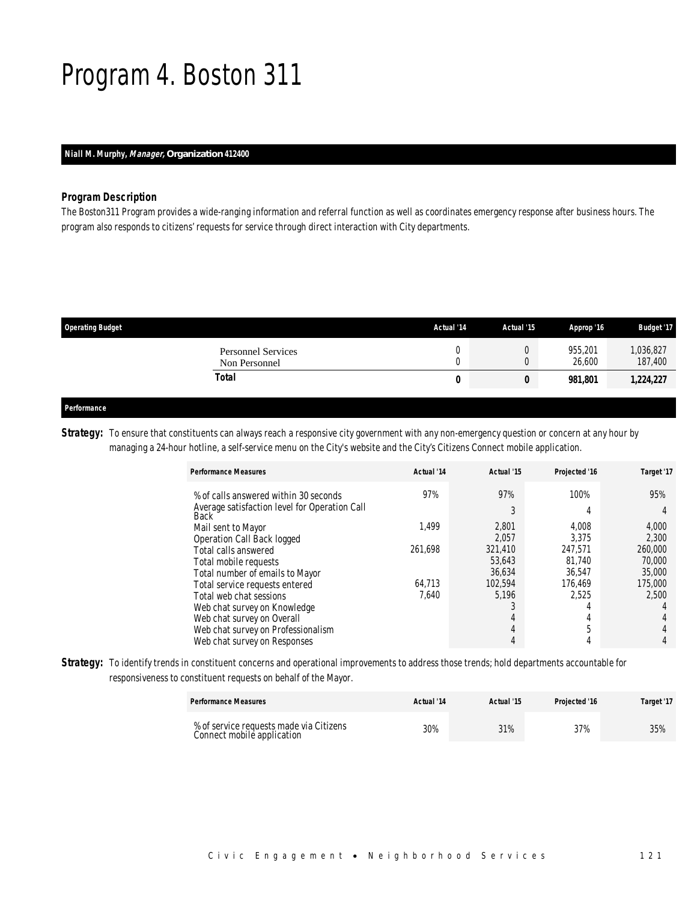# Program 4. Boston 311

**Niall M. Murphy, *Manager*, Organization 412400**

### *Program Description*

The Boston311 Program provides a wide-ranging information and referral function as well as coordinates emergency response after business hours. The program also responds to citizens' requests for service through direct interaction with City departments.

| Operating Budget | Actual '14 | Actual '15 | Approp '16 | Budget '17 |
|---|---|---|---|---|
| Personnel Services | 0 | 0 | 955,201 | 1,036,827 |
| Non Personnel | 0 | 0 | 26,600 | 187,400 |
| **Total** | **0** | **0** | **981,801** | **1,224,227** |

**Performance**

**Strategy:** To ensure that constituents can always reach a responsive city government with any non-emergency question or concern at any hour by managing a 24-hour hotline, a self-service menu on the City's website and the City's Citizens Connect mobile application.

| Performance Measures | Actual '14 | Actual '15 | Projected '16 | Target '17 |
|---|---|---|---|---|
| % of calls answered within 30 seconds | 97% | 97% | 100% | 95% |
| Average satisfaction level for Operation Call Back | | 3 | 4 | 4 |
| Mail sent to Mayor | 1,499 | 2,801 | 4,008 | 4,000 |
| Operation Call Back logged | | 2,057 | 3,375 | 2,300 |
| Total calls answered | 261,698 | 321,410 | 247,571 | 260,000 |
| Total mobile requests | | 53,643 | 81,740 | 70,000 |
| Total number of emails to Mayor | | 36,634 | 36,547 | 35,000 |
| Total service requests entered | 64,713 | 102,594 | 176,469 | 175,000 |
| Total web chat sessions | 7,640 | 5,196 | 2,525 | 2,500 |
| Web chat survey on Knowledge | | 3 | 4 | 4 |
| Web chat survey on Overall | | 4 | 4 | 4 |
| Web chat survey on Professionalism | | 4 | 5 | 4 |
| Web chat survey on Responses | | 4 | 4 | 4 |

**Strategy:** To identify trends in constituent concerns and operational improvements to address those trends; hold departments accountable for responsiveness to constituent requests on behalf of the Mayor.

| Performance Measures | Actual '14 | Actual '15 | Projected '16 | Target '17 |
|---|---|---|---|---|
| % of service requests made via Citizens Connect mobile application | 30% | 31% | 37% | 35% |